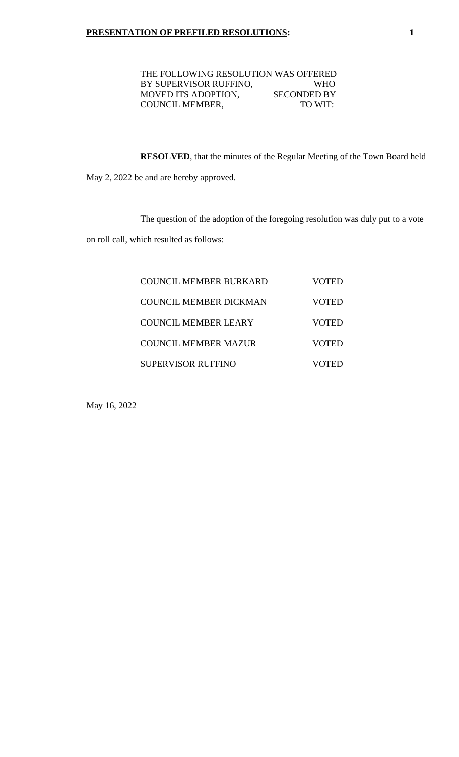## PRESENTATION OF PREFILED RESOLUTIONS:

THE FOLLOWING RESOLUTION WAS OFFERED BY SUPERVISOR RUFFINO, WHO MOVED ITS ADOPTION, SECONDED BY COUNCIL MEMBER, TO WIT:

**RESOLVED**, that the minutes of the Regular Meeting of the Town Board held May 2, 2022 be and are hereby approved.

The question of the adoption of the foregoing resolution was duly put to a vote on roll call, which resulted as follows:

| | |
|---|---|
| COUNCIL MEMBER BURKARD | VOTED |
| COUNCIL MEMBER DICKMAN | VOTED |
| COUNCIL MEMBER LEARY | VOTED |
| COUNCIL MEMBER MAZUR | VOTED |
| SUPERVISOR RUFFINO | VOTED |

May 16, 2022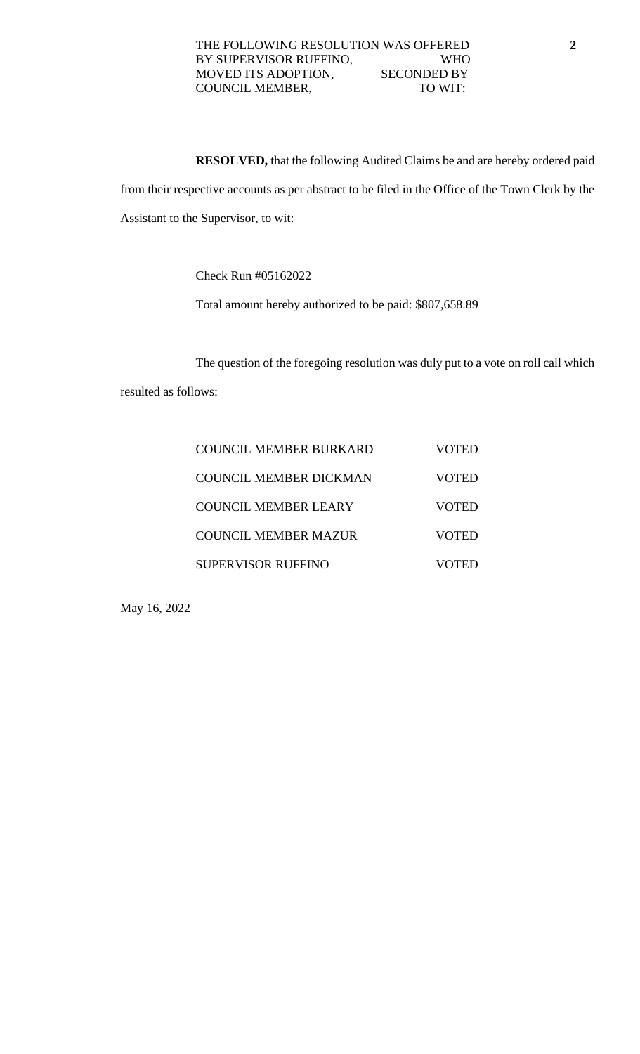THE FOLLOWING RESOLUTION WAS OFFERED BY SUPERVISOR RUFFINO, WHO MOVED ITS ADOPTION, SECONDED BY COUNCIL MEMBER, TO WIT:

**RESOLVED,** that the following Audited Claims be and are hereby ordered paid from their respective accounts as per abstract to be filed in the Office of the Town Clerk by the Assistant to the Supervisor, to wit:

Check Run #05162022

Total amount hereby authorized to be paid: $807,658.89

The question of the foregoing resolution was duly put to a vote on roll call which resulted as follows:

| | |
|---|---|
| COUNCIL MEMBER BURKARD | VOTED |
| COUNCIL MEMBER DICKMAN | VOTED |
| COUNCIL MEMBER LEARY | VOTED |
| COUNCIL MEMBER MAZUR | VOTED |
| SUPERVISOR RUFFINO | VOTED |

May 16, 2022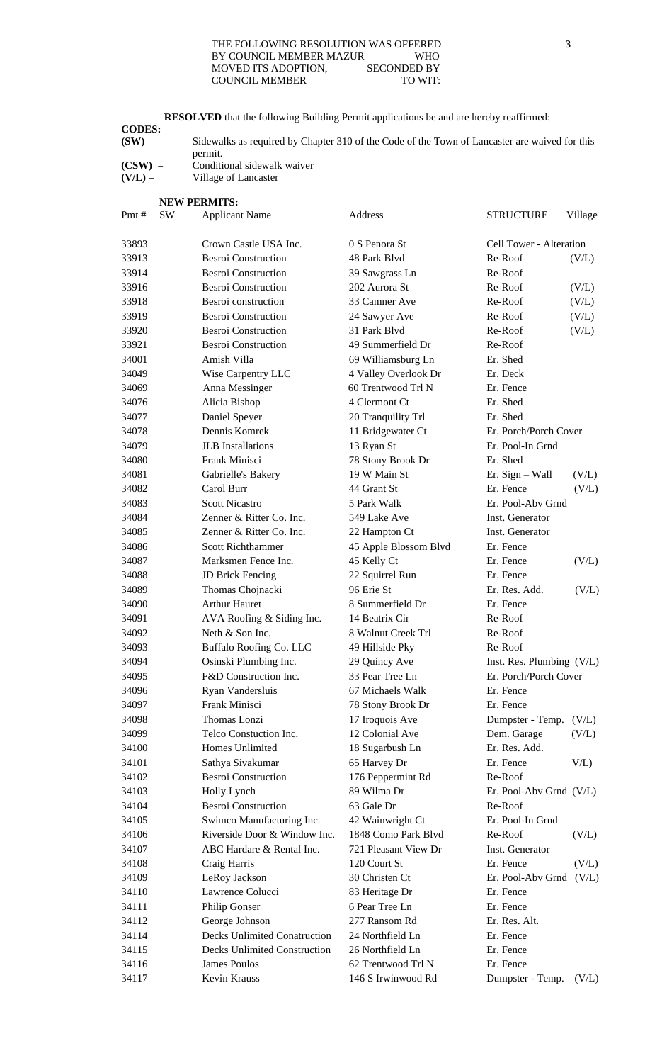THE FOLLOWING RESOLUTION WAS OFFERED BY COUNCIL MEMBER MAZUR WHO MOVED ITS ADOPTION, SECONDED BY COUNCIL MEMBER TO WIT:

**RESOLVED** that the following Building Permit applications be and are hereby reaffirmed:

**CODES:**

**(SW)** = Sidewalks as required by Chapter 310 of the Code of the Town of Lancaster are waived for this permit.

**(CSW)** = Conditional sidewalk waiver

**(V/L)** = Village of Lancaster

**NEW PERMITS:**

| Pmt # | SW | Applicant Name | Address | STRUCTURE | Village |
|---|---|---|---|---|---|
| 33893 | | Crown Castle USA Inc. | 0 S Penora St | Cell Tower - Alteration | |
| 33913 | | Besroi Construction | 48 Park Blvd | Re-Roof | (V/L) |
| 33914 | | Besroi Construction | 39 Sawgrass Ln | Re-Roof | |
| 33916 | | Besroi Construction | 202 Aurora St | Re-Roof | (V/L) |
| 33918 | | Besroi construction | 33 Camner Ave | Re-Roof | (V/L) |
| 33919 | | Besroi Construction | 24 Sawyer Ave | Re-Roof | (V/L) |
| 33920 | | Besroi Construction | 31 Park Blvd | Re-Roof | (V/L) |
| 33921 | | Besroi Construction | 49 Summerfield Dr | Re-Roof | |
| 34001 | | Amish Villa | 69 Williamsburg Ln | Er. Shed | |
| 34049 | | Wise Carpentry LLC | 4 Valley Overlook Dr | Er. Deck | |
| 34069 | | Anna Messinger | 60 Trentwood Trl N | Er. Fence | |
| 34076 | | Alicia Bishop | 4 Clermont Ct | Er. Shed | |
| 34077 | | Daniel Speyer | 20 Tranquility Trl | Er. Shed | |
| 34078 | | Dennis Komrek | 11 Bridgewater Ct | Er. Porch/Porch Cover | |
| 34079 | | JLB Installations | 13 Ryan St | Er. Pool-In Grnd | |
| 34080 | | Frank Minisci | 78 Stony Brook Dr | Er. Shed | |
| 34081 | | Gabrielle's Bakery | 19 W Main St | Er. Sign – Wall | (V/L) |
| 34082 | | Carol Burr | 44 Grant St | Er. Fence | (V/L) |
| 34083 | | Scott Nicastro | 5 Park Walk | Er. Pool-Abv Grnd | |
| 34084 | | Zenner & Ritter Co. Inc. | 549 Lake Ave | Inst. Generator | |
| 34085 | | Zenner & Ritter Co. Inc. | 22 Hampton Ct | Inst. Generator | |
| 34086 | | Scott Richthammer | 45 Apple Blossom Blvd | Er. Fence | |
| 34087 | | Marksmen Fence Inc. | 45 Kelly Ct | Er. Fence | (V/L) |
| 34088 | | JD Brick Fencing | 22 Squirrel Run | Er. Fence | |
| 34089 | | Thomas Chojnacki | 96 Erie St | Er. Res. Add. | (V/L) |
| 34090 | | Arthur Hauret | 8 Summerfield Dr | Er. Fence | |
| 34091 | | AVA Roofing & Siding Inc. | 14 Beatrix Cir | Re-Roof | |
| 34092 | | Neth & Son Inc. | 8 Walnut Creek Trl | Re-Roof | |
| 34093 | | Buffalo Roofing Co. LLC | 49 Hillside Pky | Re-Roof | |
| 34094 | | Osinski Plumbing Inc. | 29 Quincy Ave | Inst. Res. Plumbing | (V/L) |
| 34095 | | F&D Construction Inc. | 33 Pear Tree Ln | Er. Porch/Porch Cover | |
| 34096 | | Ryan Vandersluis | 67 Michaels Walk | Er. Fence | |
| 34097 | | Frank Minisci | 78 Stony Brook Dr | Er. Fence | |
| 34098 | | Thomas Lonzi | 17 Iroquois Ave | Dumpster - Temp. | (V/L) |
| 34099 | | Telco Constuction Inc. | 12 Colonial Ave | Dem. Garage | (V/L) |
| 34100 | | Homes Unlimited | 18 Sugarbush Ln | Er. Res. Add. | |
| 34101 | | Sathya Sivakumar | 65 Harvey Dr | Er. Fence | V/L) |
| 34102 | | Besroi Construction | 176 Peppermint Rd | Re-Roof | |
| 34103 | | Holly Lynch | 89 Wilma Dr | Er. Pool-Abv Grnd | (V/L) |
| 34104 | | Besroi Construction | 63 Gale Dr | Re-Roof | |
| 34105 | | Swimco Manufacturing Inc. | 42 Wainwright Ct | Er. Pool-In Grnd | |
| 34106 | | Riverside Door & Window Inc. | 1848 Como Park Blvd | Re-Roof | (V/L) |
| 34107 | | ABC Hardare & Rental Inc. | 721 Pleasant View Dr | Inst. Generator | |
| 34108 | | Craig Harris | 120 Court St | Er. Fence | (V/L) |
| 34109 | | LeRoy Jackson | 30 Christen Ct | Er. Pool-Abv Grnd | (V/L) |
| 34110 | | Lawrence Colucci | 83 Heritage Dr | Er. Fence | |
| 34111 | | Philip Gonser | 6 Pear Tree Ln | Er. Fence | |
| 34112 | | George Johnson | 277 Ransom Rd | Er. Res. Alt. | |
| 34114 | | Decks Unlimited Conatruction | 24 Northfield Ln | Er. Fence | |
| 34115 | | Decks Unlimited Construction | 26 Northfield Ln | Er. Fence | |
| 34116 | | James Poulos | 62 Trentwood Trl N | Er. Fence | |
| 34117 | | Kevin Krauss | 146 S Irwinwood Rd | Dumpster - Temp. | (V/L) |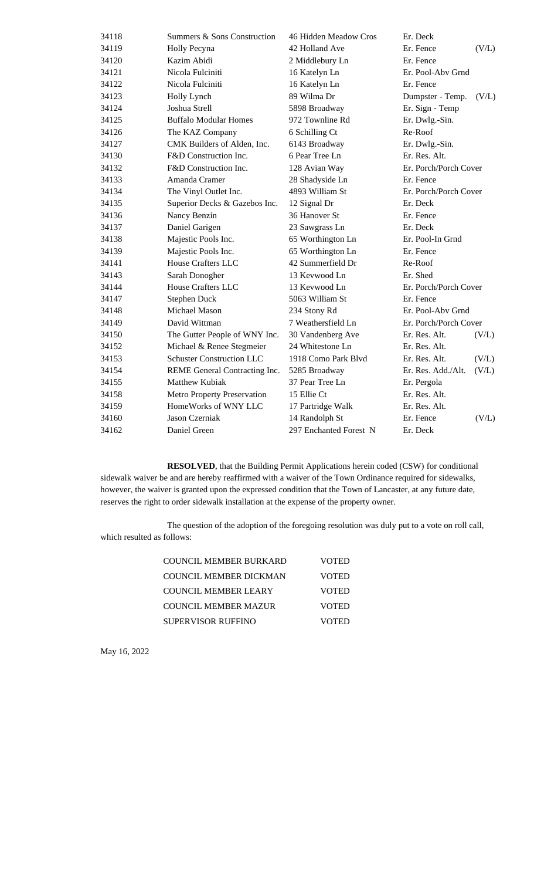| | | | | |
|---|---|---|---|---|
| 34118 | Summers & Sons Construction | 46 Hidden Meadow Cros | Er. Deck | |
| 34119 | Holly Pecyna | 42 Holland Ave | Er. Fence | (V/L) |
| 34120 | Kazim Abidi | 2 Middlebury Ln | Er. Fence | |
| 34121 | Nicola Fulciniti | 16 Katelyn Ln | Er. Pool-Abv Grnd | |
| 34122 | Nicola Fulciniti | 16 Katelyn Ln | Er. Fence | |
| 34123 | Holly Lynch | 89 Wilma Dr | Dumpster - Temp. | (V/L) |
| 34124 | Joshua Strell | 5898 Broadway | Er. Sign - Temp | |
| 34125 | Buffalo Modular Homes | 972 Townline Rd | Er. Dwlg.-Sin. | |
| 34126 | The KAZ Company | 6 Schilling Ct | Re-Roof | |
| 34127 | CMK Builders of Alden, Inc. | 6143 Broadway | Er. Dwlg.-Sin. | |
| 34130 | F&D Construction Inc. | 6 Pear Tree Ln | Er. Res. Alt. | |
| 34132 | F&D Construction Inc. | 128 Avian Way | Er. Porch/Porch Cover | |
| 34133 | Amanda Cramer | 28 Shadyside Ln | Er. Fence | |
| 34134 | The Vinyl Outlet Inc. | 4893 William St | Er. Porch/Porch Cover | |
| 34135 | Superior Decks & Gazebos Inc. | 12 Signal Dr | Er. Deck | |
| 34136 | Nancy Benzin | 36 Hanover St | Er. Fence | |
| 34137 | Daniel Garigen | 23 Sawgrass Ln | Er. Deck | |
| 34138 | Majestic Pools Inc. | 65 Worthington Ln | Er. Pool-In Grnd | |
| 34139 | Majestic Pools Inc. | 65 Worthington Ln | Er. Fence | |
| 34141 | House Crafters LLC | 42 Summerfield Dr | Re-Roof | |
| 34143 | Sarah Donogher | 13 Kevwood Ln | Er. Shed | |
| 34144 | House Crafters LLC | 13 Kevwood Ln | Er. Porch/Porch Cover | |
| 34147 | Stephen Duck | 5063 William St | Er. Fence | |
| 34148 | Michael Mason | 234 Stony Rd | Er. Pool-Abv Grnd | |
| 34149 | David Wittman | 7 Weathersfield Ln | Er. Porch/Porch Cover | |
| 34150 | The Gutter People of WNY Inc. | 30 Vandenberg Ave | Er. Res. Alt. | (V/L) |
| 34152 | Michael & Renee Stegmeier | 24 Whitestone Ln | Er. Res. Alt. | |
| 34153 | Schuster Construction LLC | 1918 Como Park Blvd | Er. Res. Alt. | (V/L) |
| 34154 | REME General Contracting Inc. | 5285 Broadway | Er. Res. Add./Alt. | (V/L) |
| 34155 | Matthew Kubiak | 37 Pear Tree Ln | Er. Pergola | |
| 34158 | Metro Property Preservation | 15 Ellie Ct | Er. Res. Alt. | |
| 34159 | HomeWorks of WNY LLC | 17 Partridge Walk | Er. Res. Alt. | |
| 34160 | Jason Czerniak | 14 Randolph St | Er. Fence | (V/L) |
| 34162 | Daniel Green | 297 Enchanted Forest N | Er. Deck | |

**RESOLVED**, that the Building Permit Applications herein coded (CSW) for conditional sidewalk waiver be and are hereby reaffirmed with a waiver of the Town Ordinance required for sidewalks, however, the waiver is granted upon the expressed condition that the Town of Lancaster, at any future date, reserves the right to order sidewalk installation at the expense of the property owner.

The question of the adoption of the foregoing resolution was duly put to a vote on roll call, which resulted as follows:

| | |
|---|---|
| COUNCIL MEMBER BURKARD | VOTED |
| COUNCIL MEMBER DICKMAN | VOTED |
| COUNCIL MEMBER LEARY | VOTED |
| COUNCIL MEMBER MAZUR | VOTED |
| SUPERVISOR RUFFINO | VOTED |

May 16, 2022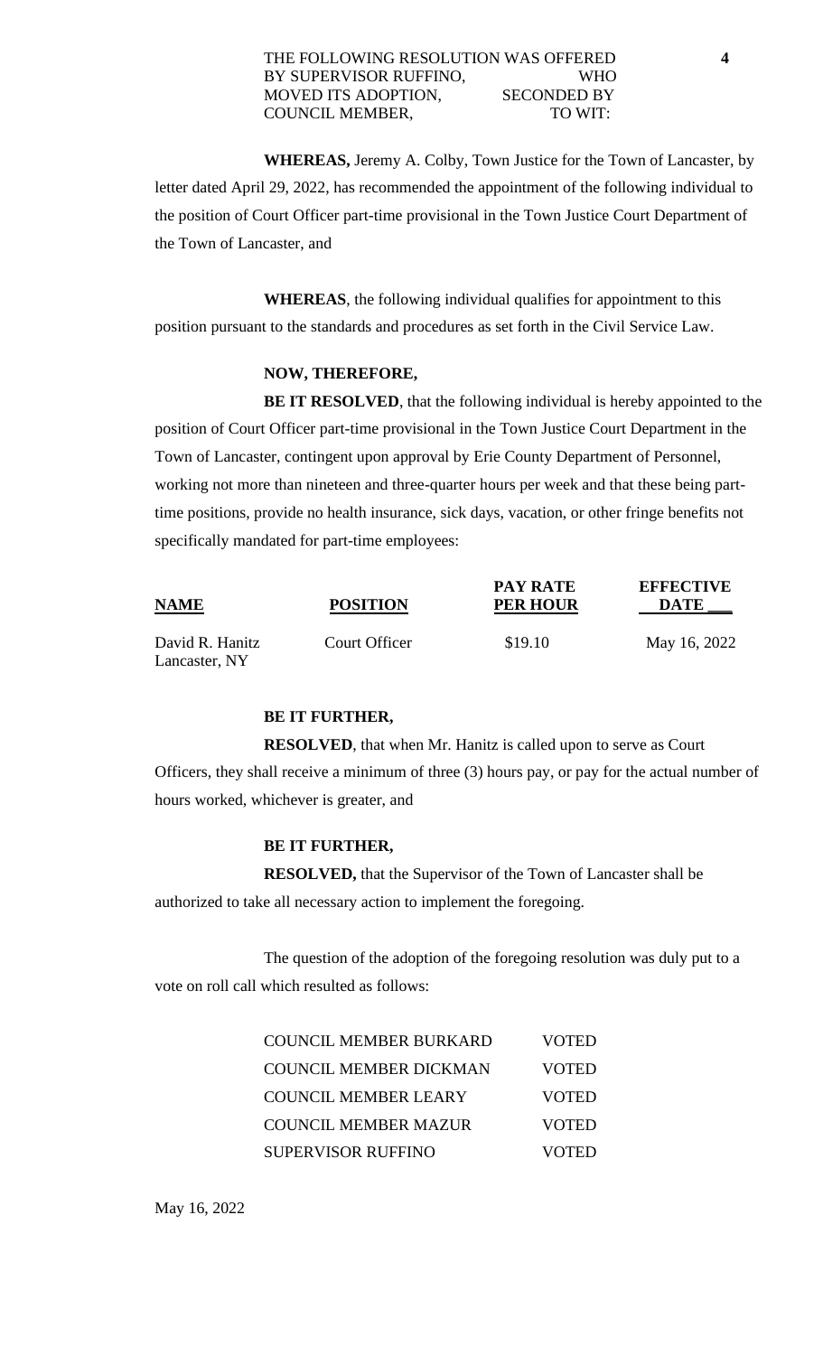THE FOLLOWING RESOLUTION WAS OFFERED BY SUPERVISOR RUFFINO, WHO MOVED ITS ADOPTION, SECONDED BY COUNCIL MEMBER, TO WIT:

**WHEREAS,** Jeremy A. Colby, Town Justice for the Town of Lancaster, by letter dated April 29, 2022, has recommended the appointment of the following individual to the position of Court Officer part-time provisional in the Town Justice Court Department of the Town of Lancaster, and

**WHEREAS**, the following individual qualifies for appointment to this position pursuant to the standards and procedures as set forth in the Civil Service Law.

**NOW, THEREFORE,**

**BE IT RESOLVED**, that the following individual is hereby appointed to the position of Court Officer part-time provisional in the Town Justice Court Department in the Town of Lancaster, contingent upon approval by Erie County Department of Personnel, working not more than nineteen and three-quarter hours per week and that these being part-time positions, provide no health insurance, sick days, vacation, or other fringe benefits not specifically mandated for part-time employees:

| NAME | POSITION | PAY RATE PER HOUR | EFFECTIVE DATE |
|---|---|---|---|
| David R. Hanitz Lancaster, NY | Court Officer | $19.10 | May 16, 2022 |

**BE IT FURTHER,**

**RESOLVED**, that when Mr. Hanitz is called upon to serve as Court Officers, they shall receive a minimum of three (3) hours pay, or pay for the actual number of hours worked, whichever is greater, and

**BE IT FURTHER,**

**RESOLVED,** that the Supervisor of the Town of Lancaster shall be authorized to take all necessary action to implement the foregoing.

The question of the adoption of the foregoing resolution was duly put to a vote on roll call which resulted as follows:

| | |
|---|---|
| COUNCIL MEMBER BURKARD | VOTED |
| COUNCIL MEMBER DICKMAN | VOTED |
| COUNCIL MEMBER LEARY | VOTED |
| COUNCIL MEMBER MAZUR | VOTED |
| SUPERVISOR RUFFINO | VOTED |

May 16, 2022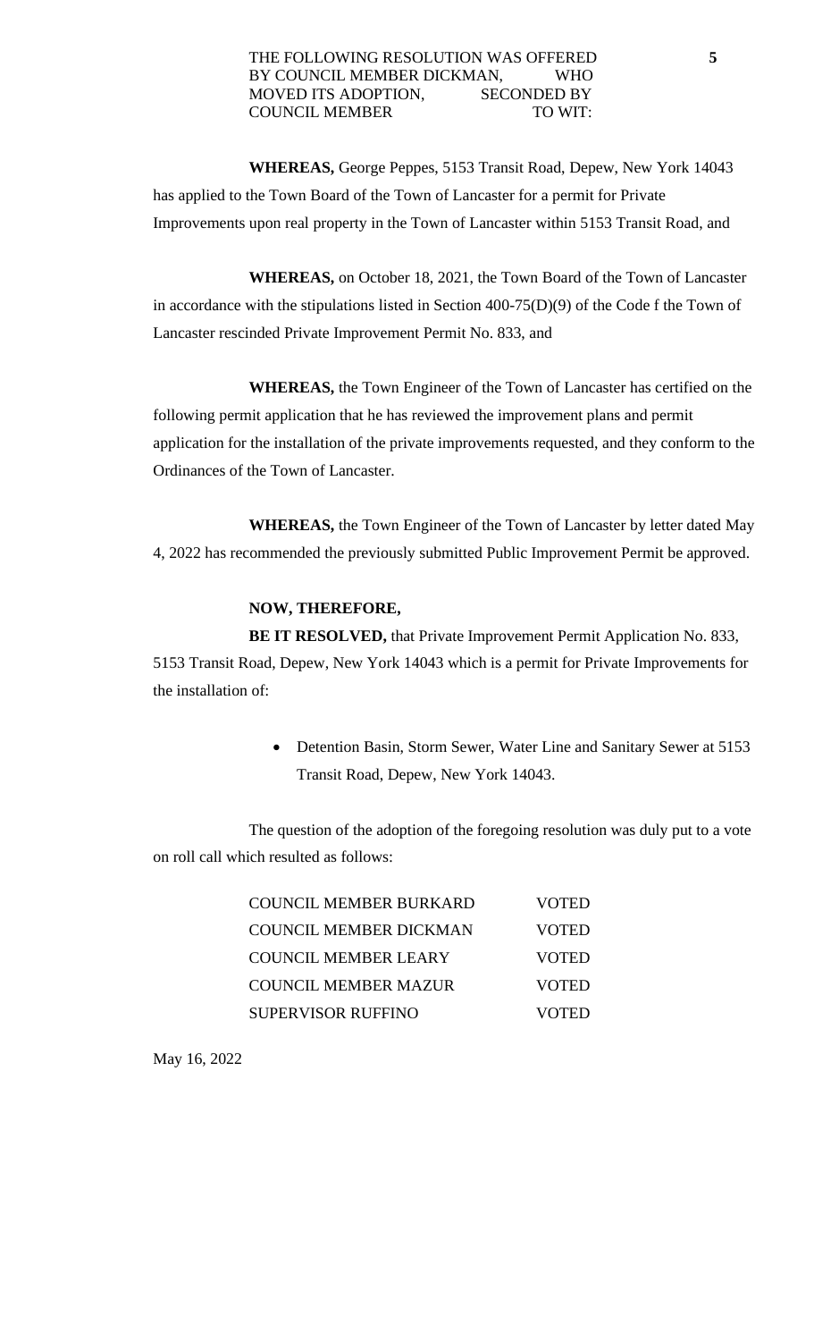THE FOLLOWING RESOLUTION WAS OFFERED BY COUNCIL MEMBER DICKMAN, WHO MOVED ITS ADOPTION, SECONDED BY COUNCIL MEMBER TO WIT:

**5**

**WHEREAS,** George Peppes, 5153 Transit Road, Depew, New York 14043 has applied to the Town Board of the Town of Lancaster for a permit for Private Improvements upon real property in the Town of Lancaster within 5153 Transit Road, and

**WHEREAS,** on October 18, 2021, the Town Board of the Town of Lancaster in accordance with the stipulations listed in Section 400-75(D)(9) of the Code f the Town of Lancaster rescinded Private Improvement Permit No. 833, and

**WHEREAS,** the Town Engineer of the Town of Lancaster has certified on the following permit application that he has reviewed the improvement plans and permit application for the installation of the private improvements requested, and they conform to the Ordinances of the Town of Lancaster.

**WHEREAS,** the Town Engineer of the Town of Lancaster by letter dated May 4, 2022 has recommended the previously submitted Public Improvement Permit be approved.

**NOW, THEREFORE,**

**BE IT RESOLVED,** that Private Improvement Permit Application No. 833, 5153 Transit Road, Depew, New York 14043 which is a permit for Private Improvements for the installation of:

- Detention Basin, Storm Sewer, Water Line and Sanitary Sewer at 5153 Transit Road, Depew, New York 14043.

The question of the adoption of the foregoing resolution was duly put to a vote on roll call which resulted as follows:

| | |
|---|---|
| COUNCIL MEMBER BURKARD | VOTED |
| COUNCIL MEMBER DICKMAN | VOTED |
| COUNCIL MEMBER LEARY | VOTED |
| COUNCIL MEMBER MAZUR | VOTED |
| SUPERVISOR RUFFINO | VOTED |

May 16, 2022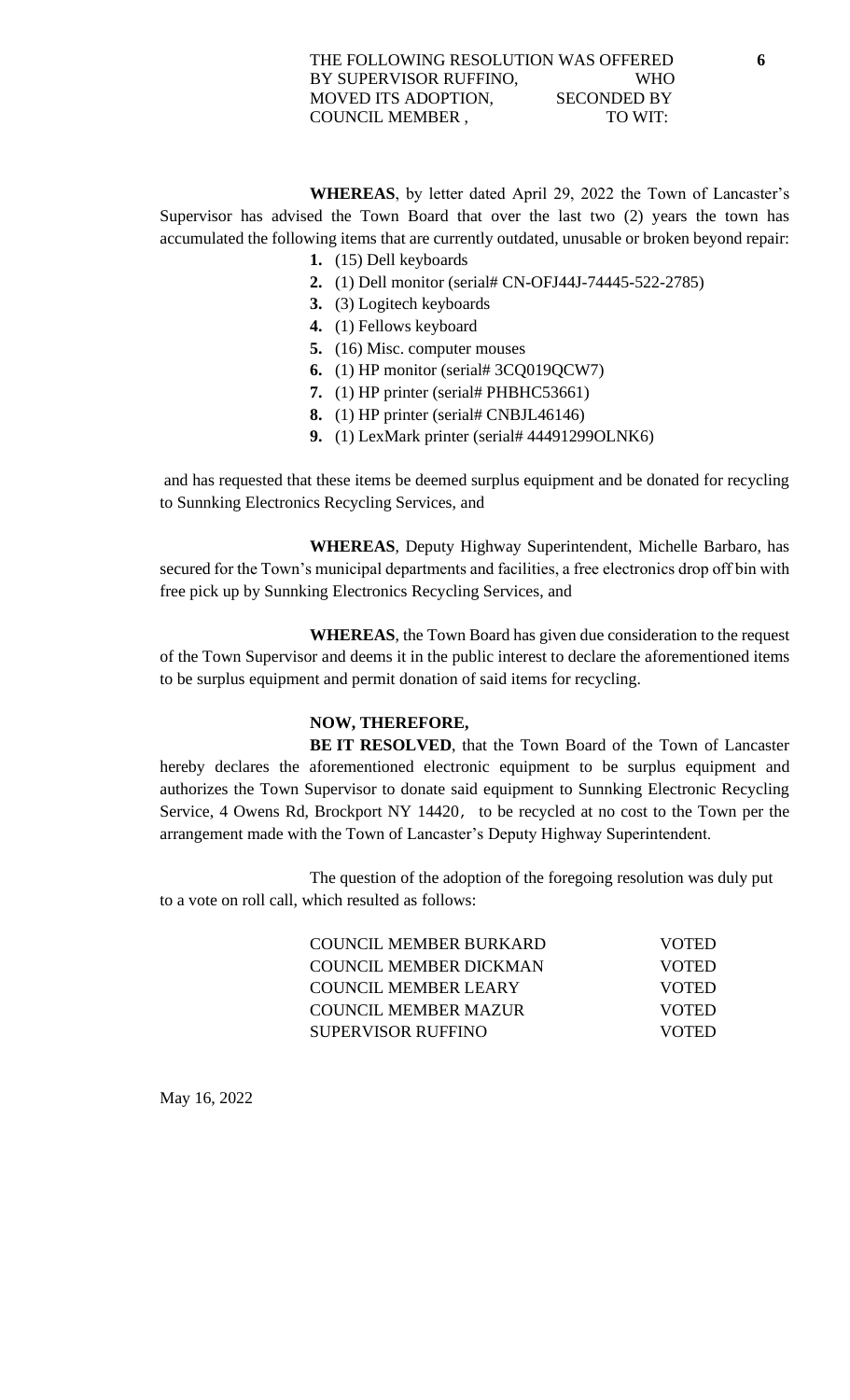THE FOLLOWING RESOLUTION WAS OFFERED BY SUPERVISOR RUFFINO, WHO MOVED ITS ADOPTION, SECONDED BY COUNCIL MEMBER , TO WIT:

**WHEREAS**, by letter dated April 29, 2022 the Town of Lancaster's Supervisor has advised the Town Board that over the last two (2) years the town has accumulated the following items that are currently outdated, unusable or broken beyond repair:

1. (15) Dell keyboards
2. (1) Dell monitor (serial# CN-OFJ44J-74445-522-2785)
3. (3) Logitech keyboards
4. (1) Fellows keyboard
5. (16) Misc. computer mouses
6. (1) HP monitor (serial# 3CQ019QCW7)
7. (1) HP printer (serial# PHBHC53661)
8. (1) HP printer (serial# CNBJL46146)
9. (1) LexMark printer (serial# 44491299OLNK6)

and has requested that these items be deemed surplus equipment and be donated for recycling to Sunnking Electronics Recycling Services, and

**WHEREAS**, Deputy Highway Superintendent, Michelle Barbaro, has secured for the Town's municipal departments and facilities, a free electronics drop off bin with free pick up by Sunnking Electronics Recycling Services, and

**WHEREAS**, the Town Board has given due consideration to the request of the Town Supervisor and deems it in the public interest to declare the aforementioned items to be surplus equipment and permit donation of said items for recycling.

**NOW, THEREFORE,**

**BE IT RESOLVED**, that the Town Board of the Town of Lancaster hereby declares the aforementioned electronic equipment to be surplus equipment and authorizes the Town Supervisor to donate said equipment to Sunnking Electronic Recycling Service, 4 Owens Rd, Brockport NY 14420, to be recycled at no cost to the Town per the arrangement made with the Town of Lancaster's Deputy Highway Superintendent.

The question of the adoption of the foregoing resolution was duly put to a vote on roll call, which resulted as follows:

| | |
|---|---|
| COUNCIL MEMBER BURKARD | VOTED |
| COUNCIL MEMBER DICKMAN | VOTED |
| COUNCIL MEMBER LEARY | VOTED |
| COUNCIL MEMBER MAZUR | VOTED |
| SUPERVISOR RUFFINO | VOTED |

May 16, 2022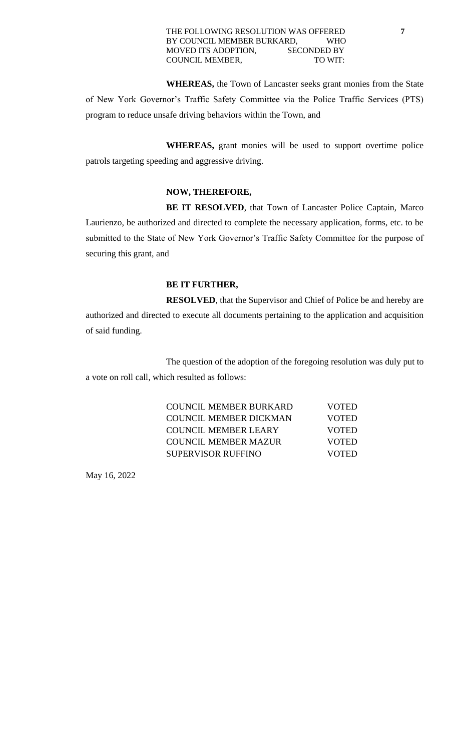THE FOLLOWING RESOLUTION WAS OFFERED BY COUNCIL MEMBER BURKARD, WHO MOVED ITS ADOPTION, SECONDED BY COUNCIL MEMBER, TO WIT:

**WHEREAS,** the Town of Lancaster seeks grant monies from the State of New York Governor's Traffic Safety Committee via the Police Traffic Services (PTS) program to reduce unsafe driving behaviors within the Town, and

**WHEREAS,** grant monies will be used to support overtime police patrols targeting speeding and aggressive driving.

**NOW, THEREFORE,**

**BE IT RESOLVED**, that Town of Lancaster Police Captain, Marco Laurienzo, be authorized and directed to complete the necessary application, forms, etc. to be submitted to the State of New York Governor's Traffic Safety Committee for the purpose of securing this grant, and

**BE IT FURTHER,**

**RESOLVED**, that the Supervisor and Chief of Police be and hereby are authorized and directed to execute all documents pertaining to the application and acquisition of said funding.

The question of the adoption of the foregoing resolution was duly put to a vote on roll call, which resulted as follows:

| | |
|---|---|
| COUNCIL MEMBER BURKARD | VOTED |
| COUNCIL MEMBER DICKMAN | VOTED |
| COUNCIL MEMBER LEARY | VOTED |
| COUNCIL MEMBER MAZUR | VOTED |
| SUPERVISOR RUFFINO | VOTED |

May 16, 2022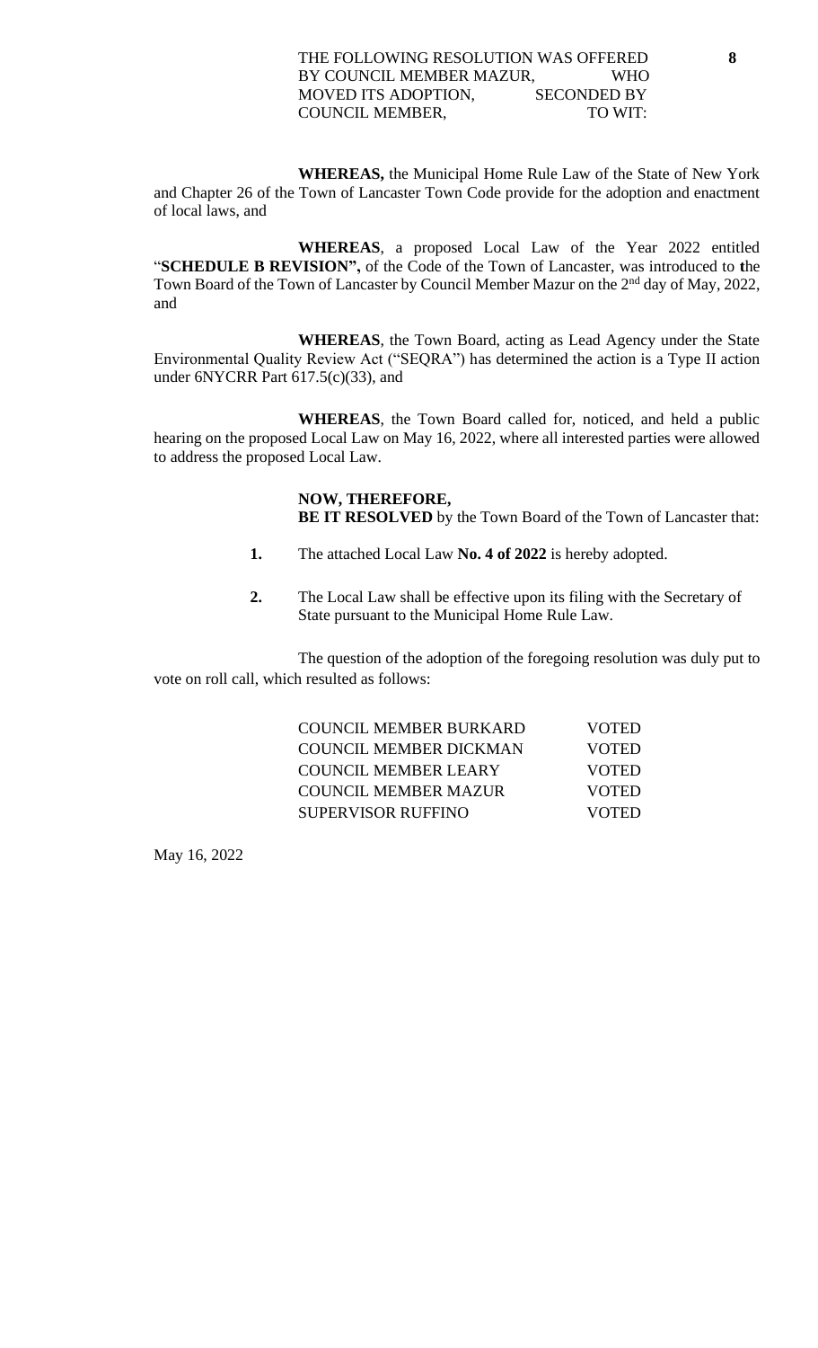THE FOLLOWING RESOLUTION WAS OFFERED BY COUNCIL MEMBER MAZUR, WHO MOVED ITS ADOPTION, SECONDED BY COUNCIL MEMBER, TO WIT:

**WHEREAS,** the Municipal Home Rule Law of the State of New York and Chapter 26 of the Town of Lancaster Town Code provide for the adoption and enactment of local laws, and

**WHEREAS**, a proposed Local Law of the Year 2022 entitled "**SCHEDULE B REVISION",** of the Code of the Town of Lancaster, was introduced to the Town Board of the Town of Lancaster by Council Member Mazur on the 2nd day of May, 2022, and

**WHEREAS**, the Town Board, acting as Lead Agency under the State Environmental Quality Review Act ("SEQRA") has determined the action is a Type II action under 6NYCRR Part 617.5(c)(33), and

**WHEREAS**, the Town Board called for, noticed, and held a public hearing on the proposed Local Law on May 16, 2022, where all interested parties were allowed to address the proposed Local Law.

**NOW, THEREFORE,**
**BE IT RESOLVED** by the Town Board of the Town of Lancaster that:

1. The attached Local Law **No. 4 of 2022** is hereby adopted.
2. The Local Law shall be effective upon its filing with the Secretary of State pursuant to the Municipal Home Rule Law.

The question of the adoption of the foregoing resolution was duly put to vote on roll call, which resulted as follows:

| | |
|---|---|
| COUNCIL MEMBER BURKARD | VOTED |
| COUNCIL MEMBER DICKMAN | VOTED |
| COUNCIL MEMBER LEARY | VOTED |
| COUNCIL MEMBER MAZUR | VOTED |
| SUPERVISOR RUFFINO | VOTED |

May 16, 2022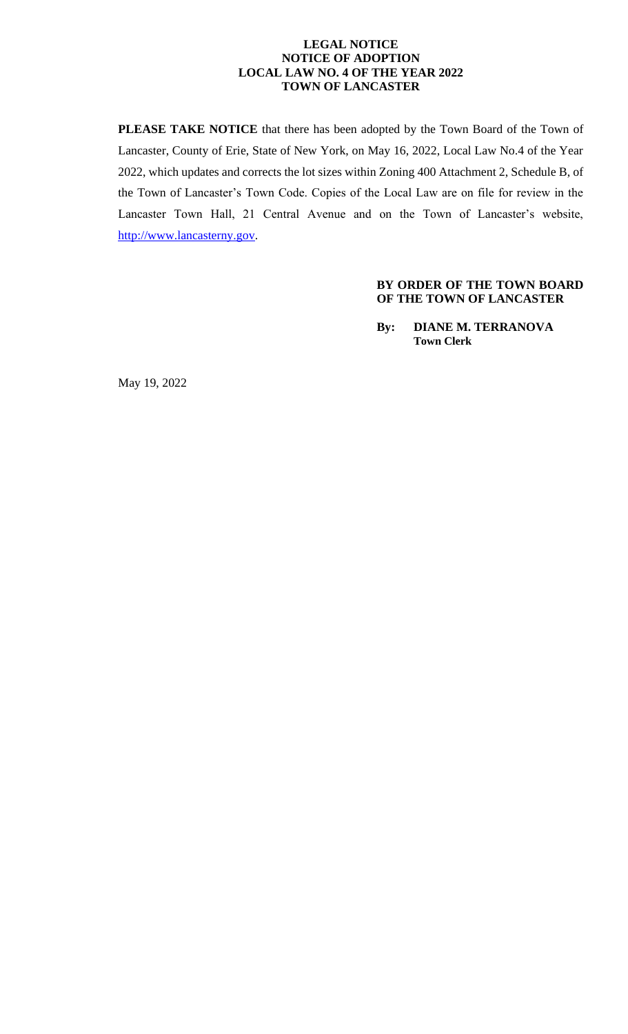**LEGAL NOTICE**
**NOTICE OF ADOPTION**
**LOCAL LAW NO. 4 OF THE YEAR 2022**
**TOWN OF LANCASTER**

**PLEASE TAKE NOTICE** that there has been adopted by the Town Board of the Town of Lancaster, County of Erie, State of New York, on May 16, 2022, Local Law No.4 of the Year 2022, which updates and corrects the lot sizes within Zoning 400 Attachment 2, Schedule B, of the Town of Lancaster's Town Code. Copies of the Local Law are on file for review in the Lancaster Town Hall, 21 Central Avenue and on the Town of Lancaster's website, http://www.lancasterny.gov.

**BY ORDER OF THE TOWN BOARD**
**OF THE TOWN OF LANCASTER**

**By: DIANE M. TERRANOVA**
**Town Clerk**

May 19, 2022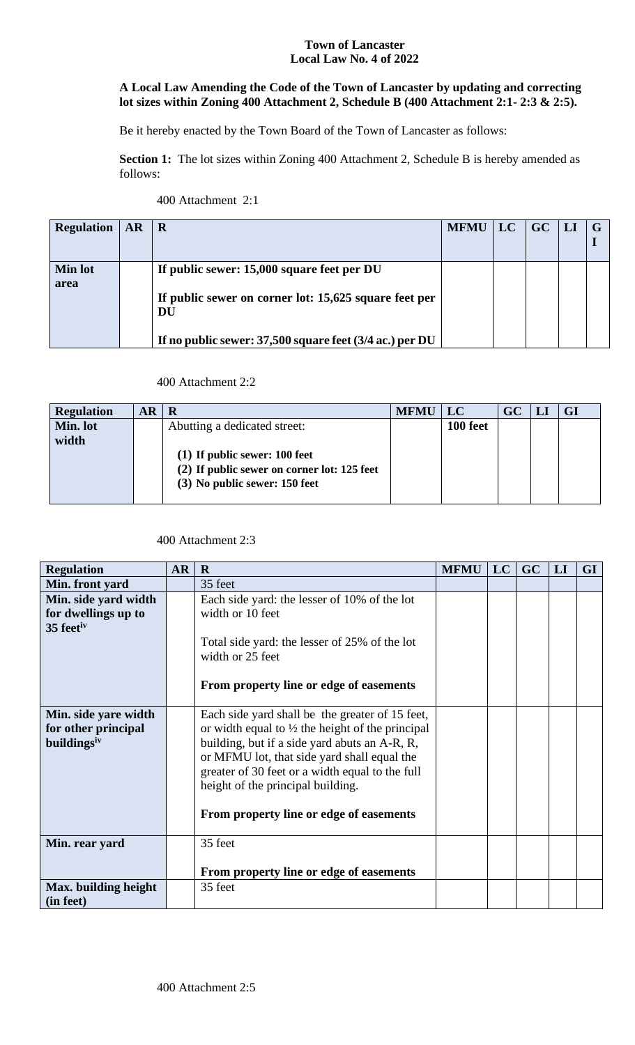**Town of Lancaster**
**Local Law No. 4 of 2022**

**A Local Law Amending the Code of the Town of Lancaster by updating and correcting lot sizes within Zoning 400 Attachment 2, Schedule B (400 Attachment 2:1- 2:3 & 2:5).**

Be it hereby enacted by the Town Board of the Town of Lancaster as follows:

**Section 1:** The lot sizes within Zoning 400 Attachment 2, Schedule B is hereby amended as follows:

400 Attachment 2:1

| Regulation | AR | R | MFMU | LC | GC | LI | GI |
|---|---|---|---|---|---|---|---|
| **Min lot area** | | **If public sewer: 15,000 square feet per DU**<br><br>**If public sewer on corner lot: 15,625 square feet per DU**<br><br>**If no public sewer: 37,500 square feet (3/4 ac.) per DU** | | | | | |

400 Attachment 2:2

| Regulation | AR | R | MFMU | LC | GC | LI | GI |
|---|---|---|---|---|---|---|---|
| **Min. lot width** | | Abutting a dedicated street:<br><br>**(1) If public sewer: 100 feet**<br>**(2) If public sewer on corner lot: 125 feet**<br>**(3) No public sewer: 150 feet** | | **100 feet** | | | |

400 Attachment 2:3

| Regulation | AR | R | MFMU | LC | GC | LI | GI |
|---|---|---|---|---|---|---|---|
| **Min. front yard** | | 35 feet | | | | | |
| **Min. side yard width for dwellings up to 35 feet[iv]** | | Each side yard: the lesser of 10% of the lot width or 10 feet<br><br>Total side yard: the lesser of 25% of the lot width or 25 feet<br><br>**From property line or edge of easements** | | | | | |
| **Min. side yare width for other principal buildings[iv]** | | Each side yard shall be the greater of 15 feet, or width equal to ½ the height of the principal building, but if a side yard abuts an A-R, R, or MFMU lot, that side yard shall equal the greater of 30 feet or a width equal to the full height of the principal building.<br><br>**From property line or edge of easements** | | | | | |
| **Min. rear yard** | | 35 feet<br><br>**From property line or edge of easements** | | | | | |
| **Max. building height (in feet)** | | 35 feet | | | | | |

400 Attachment 2:5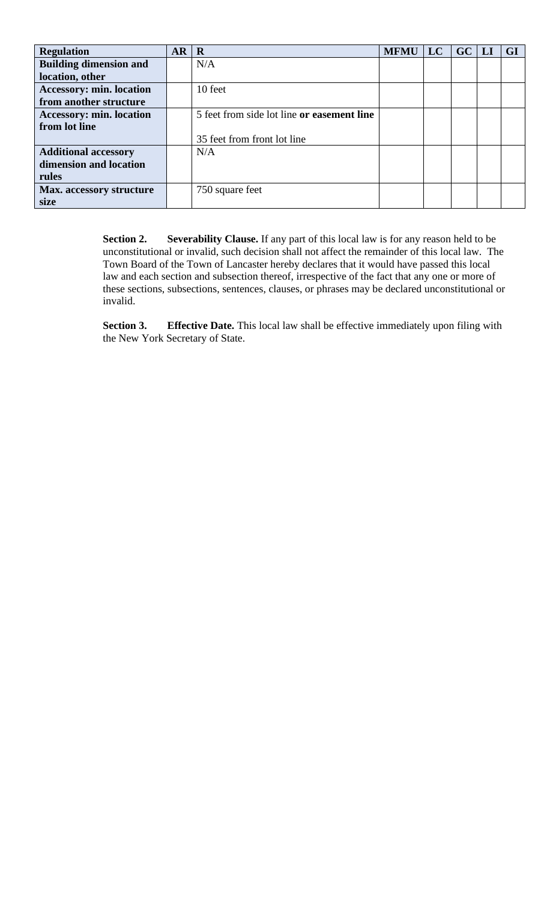| Regulation | AR | R | MFMU | LC | GC | LI | GI |
|---|---|---|---|---|---|---|---|
| **Building dimension and location, other** | | N/A | | | | | |
| **Accessory: min. location from another structure** | | 10 feet | | | | | |
| **Accessory: min. location from lot line** | | 5 feet from side lot line **or easement line**<br><br>35 feet from front lot line | | | | | |
| **Additional accessory dimension and location rules** | | N/A | | | | | |
| **Max. accessory structure size** | | 750 square feet | | | | | |

**Section 2.** **Severability Clause.** If any part of this local law is for any reason held to be unconstitutional or invalid, such decision shall not affect the remainder of this local law. The Town Board of the Town of Lancaster hereby declares that it would have passed this local law and each section and subsection thereof, irrespective of the fact that any one or more of these sections, subsections, sentences, clauses, or phrases may be declared unconstitutional or invalid.

**Section 3.** **Effective Date.** This local law shall be effective immediately upon filing with the New York Secretary of State.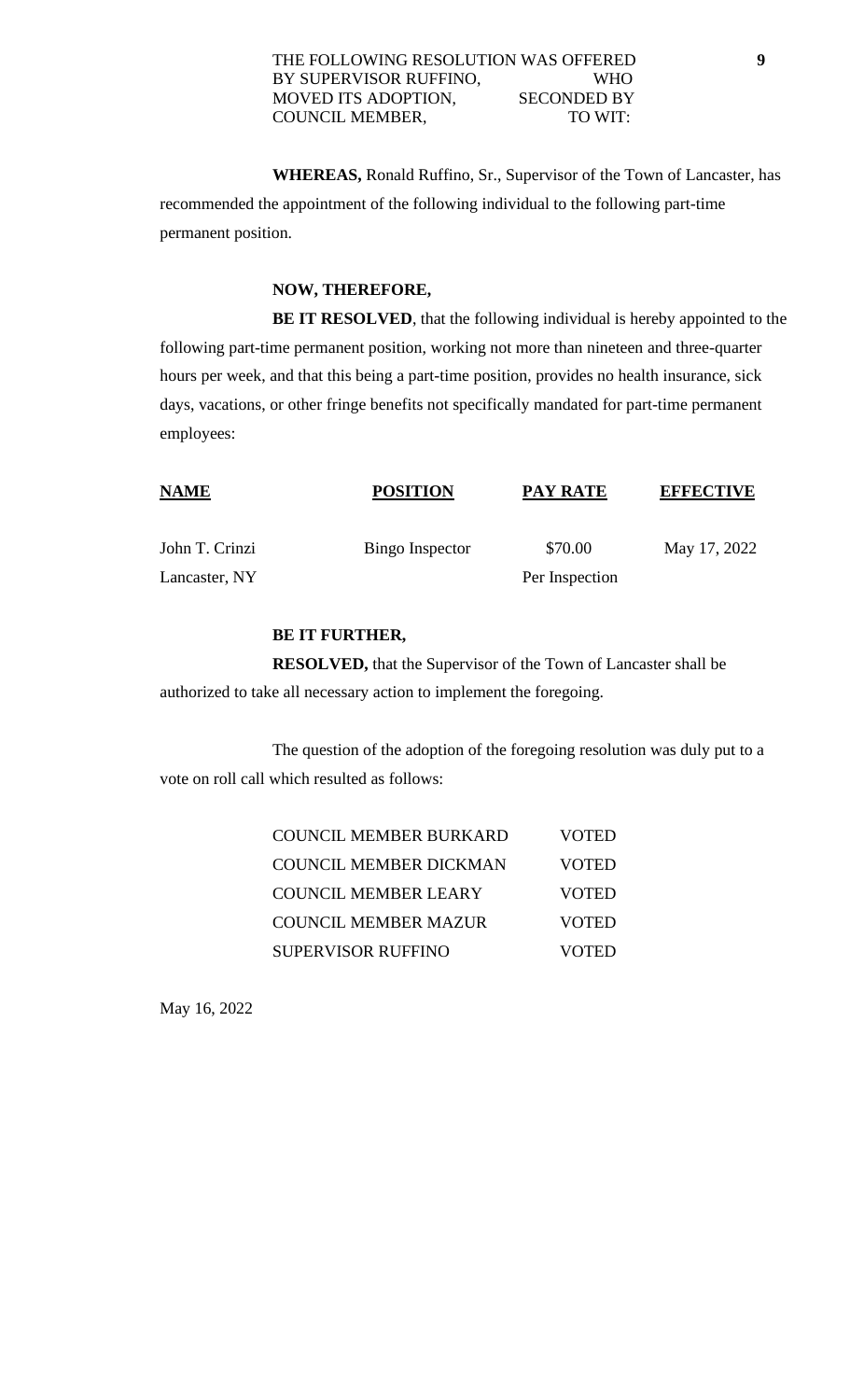THE FOLLOWING RESOLUTION WAS OFFERED BY SUPERVISOR RUFFINO, WHO MOVED ITS ADOPTION, SECONDED BY COUNCIL MEMBER, TO WIT:

**WHEREAS,** Ronald Ruffino, Sr., Supervisor of the Town of Lancaster, has recommended the appointment of the following individual to the following part-time permanent position.

**NOW, THEREFORE,**

**BE IT RESOLVED**, that the following individual is hereby appointed to the following part-time permanent position, working not more than nineteen and three-quarter hours per week, and that this being a part-time position, provides no health insurance, sick days, vacations, or other fringe benefits not specifically mandated for part-time permanent employees:

| NAME | POSITION | PAY RATE | EFFECTIVE |
|---|---|---|---|
| John T. Crinzi<br>Lancaster, NY | Bingo Inspector | $70.00<br>Per Inspection | May 17, 2022 |

**BE IT FURTHER,**

**RESOLVED,** that the Supervisor of the Town of Lancaster shall be authorized to take all necessary action to implement the foregoing.

The question of the adoption of the foregoing resolution was duly put to a vote on roll call which resulted as follows:

| | |
|---|---|
| COUNCIL MEMBER BURKARD | VOTED |
| COUNCIL MEMBER DICKMAN | VOTED |
| COUNCIL MEMBER LEARY | VOTED |
| COUNCIL MEMBER MAZUR | VOTED |
| SUPERVISOR RUFFINO | VOTED |

May 16, 2022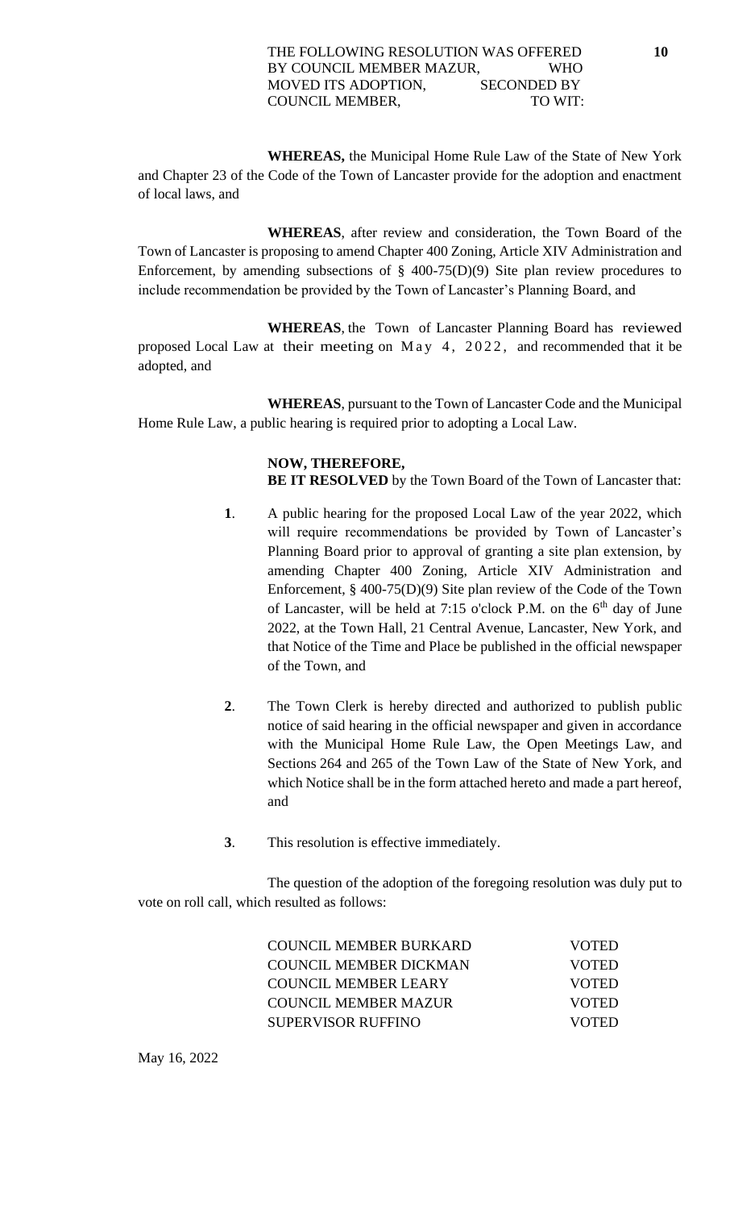THE FOLLOWING RESOLUTION WAS OFFERED BY COUNCIL MEMBER MAZUR, WHO MOVED ITS ADOPTION, SECONDED BY COUNCIL MEMBER, TO WIT:

**WHEREAS,** the Municipal Home Rule Law of the State of New York and Chapter 23 of the Code of the Town of Lancaster provide for the adoption and enactment of local laws, and

**WHEREAS**, after review and consideration, the Town Board of the Town of Lancaster is proposing to amend Chapter 400 Zoning, Article XIV Administration and Enforcement, by amending subsections of § 400-75(D)(9) Site plan review procedures to include recommendation be provided by the Town of Lancaster's Planning Board, and

**WHEREAS**, the Town of Lancaster Planning Board has reviewed proposed Local Law at their meeting on May 4, 2022, and recommended that it be adopted, and

**WHEREAS**, pursuant to the Town of Lancaster Code and the Municipal Home Rule Law, a public hearing is required prior to adopting a Local Law.

**NOW, THEREFORE,**
**BE IT RESOLVED** by the Town Board of the Town of Lancaster that:

**1**. A public hearing for the proposed Local Law of the year 2022, which will require recommendations be provided by Town of Lancaster's Planning Board prior to approval of granting a site plan extension, by amending Chapter 400 Zoning, Article XIV Administration and Enforcement, § 400-75(D)(9) Site plan review of the Code of the Town of Lancaster, will be held at 7:15 o'clock P.M. on the 6th day of June 2022, at the Town Hall, 21 Central Avenue, Lancaster, New York, and that Notice of the Time and Place be published in the official newspaper of the Town, and

**2**. The Town Clerk is hereby directed and authorized to publish public notice of said hearing in the official newspaper and given in accordance with the Municipal Home Rule Law, the Open Meetings Law, and Sections 264 and 265 of the Town Law of the State of New York, and which Notice shall be in the form attached hereto and made a part hereof, and

**3**. This resolution is effective immediately.

The question of the adoption of the foregoing resolution was duly put to vote on roll call, which resulted as follows:

| | |
|---|---|
| COUNCIL MEMBER BURKARD | VOTED |
| COUNCIL MEMBER DICKMAN | VOTED |
| COUNCIL MEMBER LEARY | VOTED |
| COUNCIL MEMBER MAZUR | VOTED |
| SUPERVISOR RUFFINO | VOTED |

May 16, 2022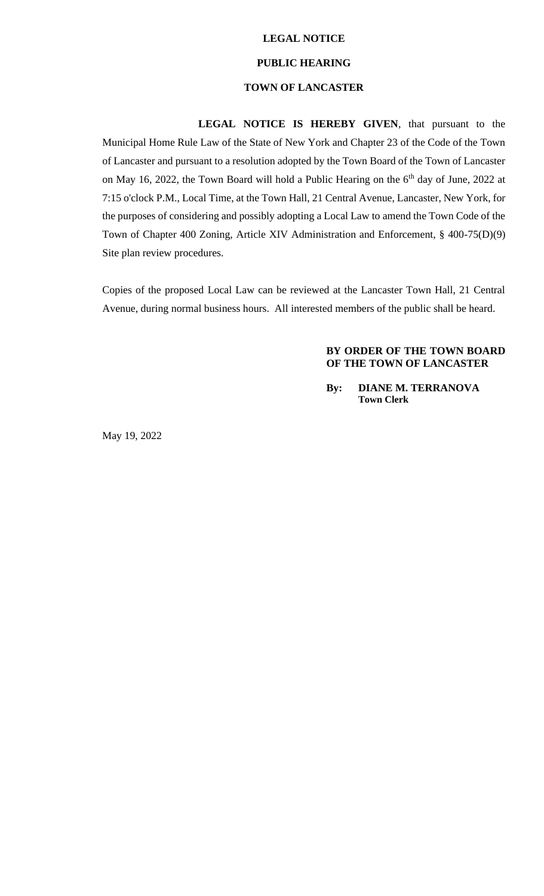**LEGAL NOTICE**

**PUBLIC HEARING**

**TOWN OF LANCASTER**

**LEGAL NOTICE IS HEREBY GIVEN**, that pursuant to the Municipal Home Rule Law of the State of New York and Chapter 23 of the Code of the Town of Lancaster and pursuant to a resolution adopted by the Town Board of the Town of Lancaster on May 16, 2022, the Town Board will hold a Public Hearing on the 6th day of June, 2022 at 7:15 o'clock P.M., Local Time, at the Town Hall, 21 Central Avenue, Lancaster, New York, for the purposes of considering and possibly adopting a Local Law to amend the Town Code of the Town of Chapter 400 Zoning, Article XIV Administration and Enforcement, § 400-75(D)(9) Site plan review procedures.

Copies of the proposed Local Law can be reviewed at the Lancaster Town Hall, 21 Central Avenue, during normal business hours. All interested members of the public shall be heard.

**BY ORDER OF THE TOWN BOARD OF THE TOWN OF LANCASTER**

**By: DIANE M. TERRANOVA**
**Town Clerk**

May 19, 2022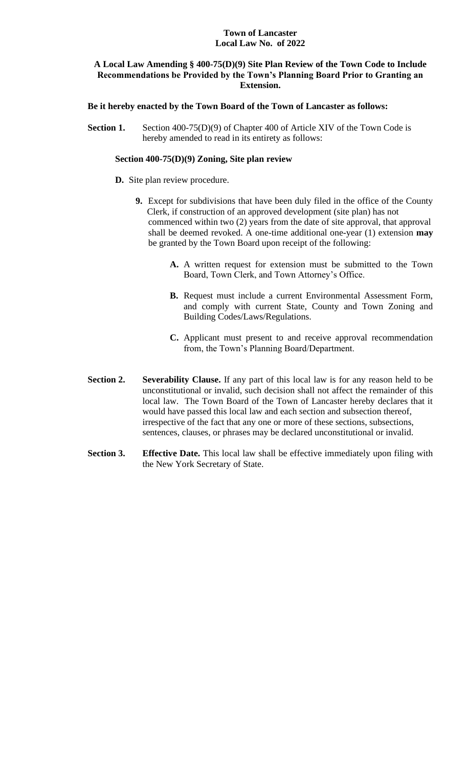**Town of Lancaster**
**Local Law No. of 2022**

**A Local Law Amending § 400-75(D)(9) Site Plan Review of the Town Code to Include Recommendations be Provided by the Town's Planning Board Prior to Granting an Extension.**

**Be it hereby enacted by the Town Board of the Town of Lancaster as follows:**

**Section 1.** Section 400-75(D)(9) of Chapter 400 of Article XIV of the Town Code is hereby amended to read in its entirety as follows:

**Section 400-75(D)(9) Zoning, Site plan review**

**D.** Site plan review procedure.

**9.** Except for subdivisions that have been duly filed in the office of the County Clerk, if construction of an approved development (site plan) has not commenced within two (2) years from the date of site approval, that approval shall be deemed revoked. A one-time additional one-year (1) extension **may** be granted by the Town Board upon receipt of the following:

**A.** A written request for extension must be submitted to the Town Board, Town Clerk, and Town Attorney's Office.

**B.** Request must include a current Environmental Assessment Form, and comply with current State, County and Town Zoning and Building Codes/Laws/Regulations.

**C.** Applicant must present to and receive approval recommendation from, the Town's Planning Board/Department.

**Section 2.** **Severability Clause.** If any part of this local law is for any reason held to be unconstitutional or invalid, such decision shall not affect the remainder of this local law. The Town Board of the Town of Lancaster hereby declares that it would have passed this local law and each section and subsection thereof, irrespective of the fact that any one or more of these sections, subsections, sentences, clauses, or phrases may be declared unconstitutional or invalid.

**Section 3.** **Effective Date.** This local law shall be effective immediately upon filing with the New York Secretary of State.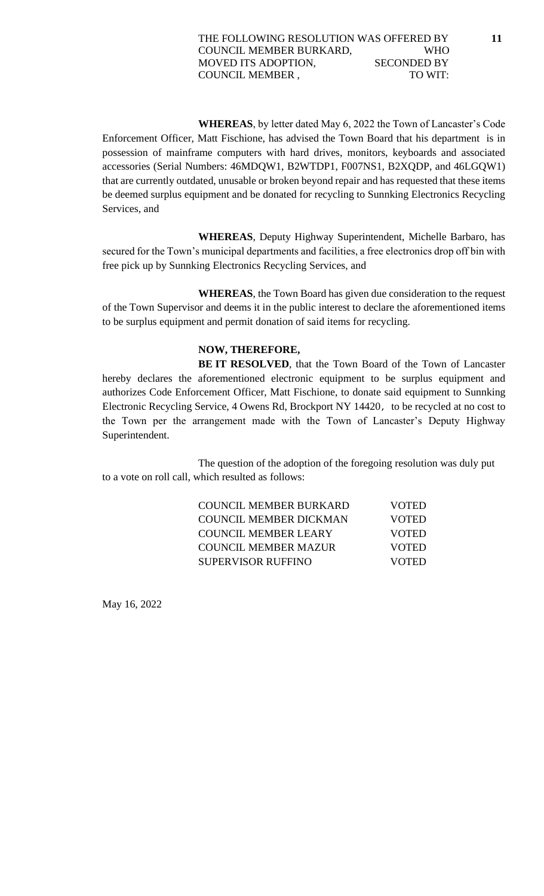THE FOLLOWING RESOLUTION WAS OFFERED BY COUNCIL MEMBER BURKARD, WHO MOVED ITS ADOPTION, SECONDED BY COUNCIL MEMBER , TO WIT:

**WHEREAS**, by letter dated May 6, 2022 the Town of Lancaster's Code Enforcement Officer, Matt Fischione, has advised the Town Board that his department is in possession of mainframe computers with hard drives, monitors, keyboards and associated accessories (Serial Numbers: 46MDQW1, B2WTDP1, F007NS1, B2XQDP, and 46LGQW1) that are currently outdated, unusable or broken beyond repair and has requested that these items be deemed surplus equipment and be donated for recycling to Sunnking Electronics Recycling Services, and

**WHEREAS**, Deputy Highway Superintendent, Michelle Barbaro, has secured for the Town's municipal departments and facilities, a free electronics drop off bin with free pick up by Sunnking Electronics Recycling Services, and

**WHEREAS**, the Town Board has given due consideration to the request of the Town Supervisor and deems it in the public interest to declare the aforementioned items to be surplus equipment and permit donation of said items for recycling.

**NOW, THEREFORE,**

**BE IT RESOLVED**, that the Town Board of the Town of Lancaster hereby declares the aforementioned electronic equipment to be surplus equipment and authorizes Code Enforcement Officer, Matt Fischione, to donate said equipment to Sunnking Electronic Recycling Service, 4 Owens Rd, Brockport NY 14420, to be recycled at no cost to the Town per the arrangement made with the Town of Lancaster's Deputy Highway Superintendent.

The question of the adoption of the foregoing resolution was duly put to a vote on roll call, which resulted as follows:

| | |
|---|---|
| COUNCIL MEMBER BURKARD | VOTED |
| COUNCIL MEMBER DICKMAN | VOTED |
| COUNCIL MEMBER LEARY | VOTED |
| COUNCIL MEMBER MAZUR | VOTED |
| SUPERVISOR RUFFINO | VOTED |

May 16, 2022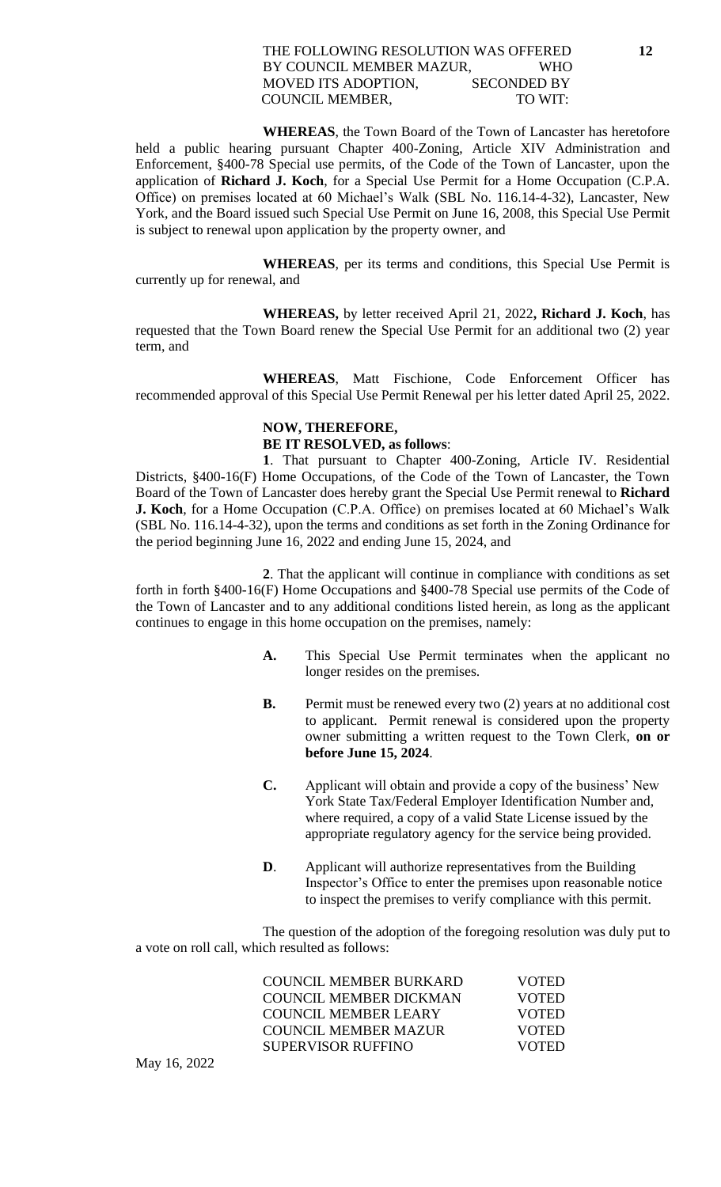THE FOLLOWING RESOLUTION WAS OFFERED BY COUNCIL MEMBER MAZUR, WHO MOVED ITS ADOPTION, SECONDED BY COUNCIL MEMBER, TO WIT:

**WHEREAS**, the Town Board of the Town of Lancaster has heretofore held a public hearing pursuant Chapter 400-Zoning, Article XIV Administration and Enforcement, §400-78 Special use permits, of the Code of the Town of Lancaster, upon the application of **Richard J. Koch**, for a Special Use Permit for a Home Occupation (C.P.A. Office) on premises located at 60 Michael's Walk (SBL No. 116.14-4-32), Lancaster, New York, and the Board issued such Special Use Permit on June 16, 2008, this Special Use Permit is subject to renewal upon application by the property owner, and

**WHEREAS**, per its terms and conditions, this Special Use Permit is currently up for renewal, and

**WHEREAS,** by letter received April 21, 2022**, Richard J. Koch**, has requested that the Town Board renew the Special Use Permit for an additional two (2) year term, and

**WHEREAS**, Matt Fischione, Code Enforcement Officer has recommended approval of this Special Use Permit Renewal per his letter dated April 25, 2022.

**NOW, THEREFORE,**
**BE IT RESOLVED, as follows**:

**1**. That pursuant to Chapter 400-Zoning, Article IV. Residential Districts, §400-16(F) Home Occupations, of the Code of the Town of Lancaster, the Town Board of the Town of Lancaster does hereby grant the Special Use Permit renewal to **Richard J. Koch**, for a Home Occupation (C.P.A. Office) on premises located at 60 Michael's Walk (SBL No. 116.14-4-32), upon the terms and conditions as set forth in the Zoning Ordinance for the period beginning June 16, 2022 and ending June 15, 2024, and

**2**. That the applicant will continue in compliance with conditions as set forth in forth §400-16(F) Home Occupations and §400-78 Special use permits of the Code of the Town of Lancaster and to any additional conditions listed herein, as long as the applicant continues to engage in this home occupation on the premises, namely:

**A.** This Special Use Permit terminates when the applicant no longer resides on the premises.

**B.** Permit must be renewed every two (2) years at no additional cost to applicant. Permit renewal is considered upon the property owner submitting a written request to the Town Clerk, **on or before June 15, 2024**.

**C.** Applicant will obtain and provide a copy of the business' New York State Tax/Federal Employer Identification Number and, where required, a copy of a valid State License issued by the appropriate regulatory agency for the service being provided.

**D**. Applicant will authorize representatives from the Building Inspector's Office to enter the premises upon reasonable notice to inspect the premises to verify compliance with this permit.

The question of the adoption of the foregoing resolution was duly put to a vote on roll call, which resulted as follows:

| | |
|---|---|
| COUNCIL MEMBER BURKARD | VOTED |
| COUNCIL MEMBER DICKMAN | VOTED |
| COUNCIL MEMBER LEARY | VOTED |
| COUNCIL MEMBER MAZUR | VOTED |
| SUPERVISOR RUFFINO | VOTED |

May 16, 2022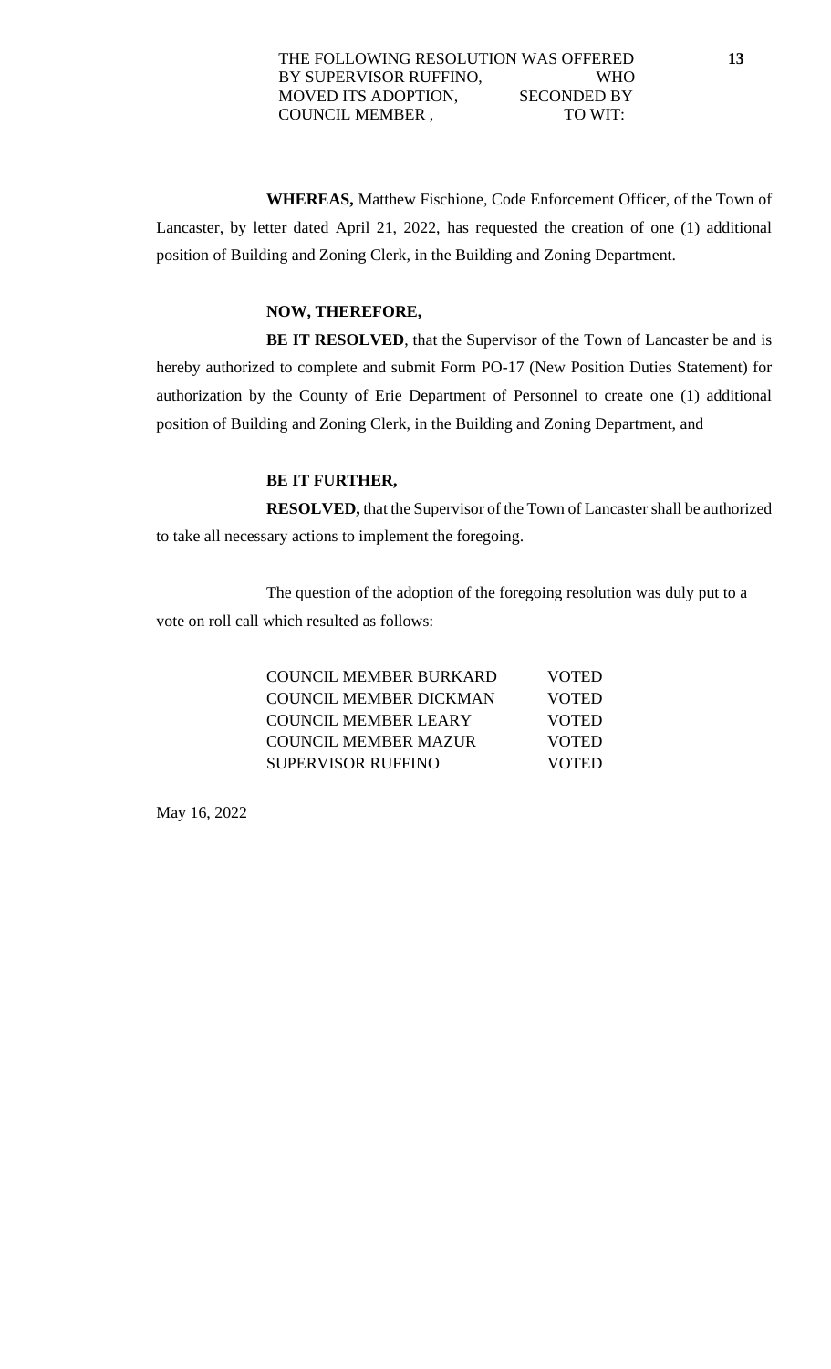THE FOLLOWING RESOLUTION WAS OFFERED BY SUPERVISOR RUFFINO, WHO MOVED ITS ADOPTION, SECONDED BY COUNCIL MEMBER , TO WIT:

**13**

**WHEREAS,** Matthew Fischione, Code Enforcement Officer, of the Town of Lancaster, by letter dated April 21, 2022, has requested the creation of one (1) additional position of Building and Zoning Clerk, in the Building and Zoning Department.

**NOW, THEREFORE,**

**BE IT RESOLVED**, that the Supervisor of the Town of Lancaster be and is hereby authorized to complete and submit Form PO-17 (New Position Duties Statement) for authorization by the County of Erie Department of Personnel to create one (1) additional position of Building and Zoning Clerk, in the Building and Zoning Department, and

**BE IT FURTHER,**

**RESOLVED,** that the Supervisor of the Town of Lancaster shall be authorized to take all necessary actions to implement the foregoing.

The question of the adoption of the foregoing resolution was duly put to a vote on roll call which resulted as follows:

| | |
|---|---|
| COUNCIL MEMBER BURKARD | VOTED |
| COUNCIL MEMBER DICKMAN | VOTED |
| COUNCIL MEMBER LEARY | VOTED |
| COUNCIL MEMBER MAZUR | VOTED |
| SUPERVISOR RUFFINO | VOTED |

May 16, 2022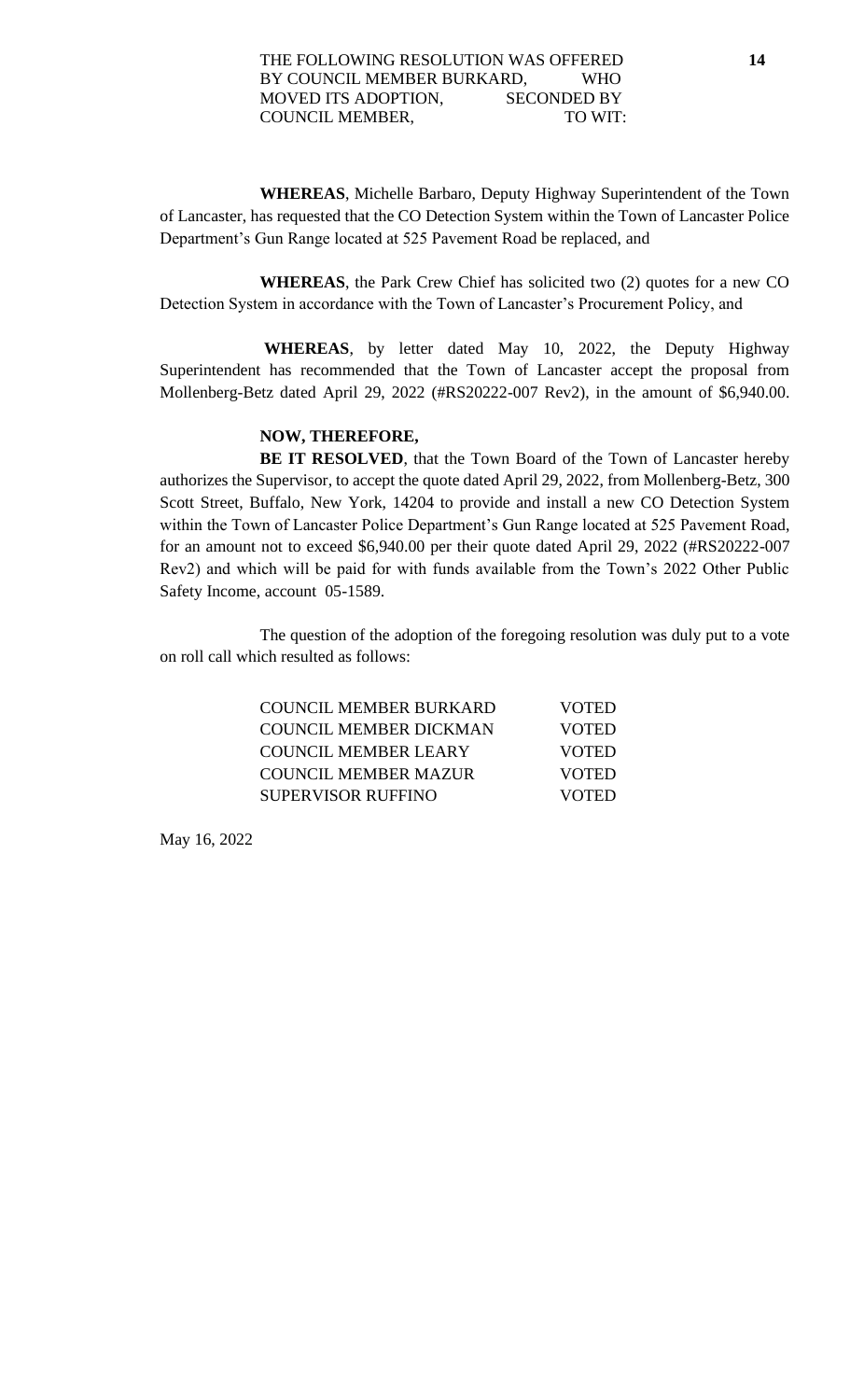THE FOLLOWING RESOLUTION WAS OFFERED BY COUNCIL MEMBER BURKARD, WHO MOVED ITS ADOPTION, SECONDED BY COUNCIL MEMBER, TO WIT:

**14**

**WHEREAS**, Michelle Barbaro, Deputy Highway Superintendent of the Town of Lancaster, has requested that the CO Detection System within the Town of Lancaster Police Department's Gun Range located at 525 Pavement Road be replaced, and

**WHEREAS**, the Park Crew Chief has solicited two (2) quotes for a new CO Detection System in accordance with the Town of Lancaster's Procurement Policy, and

**WHEREAS**, by letter dated May 10, 2022, the Deputy Highway Superintendent has recommended that the Town of Lancaster accept the proposal from Mollenberg-Betz dated April 29, 2022 (#RS20222-007 Rev2), in the amount of $6,940.00.

**NOW, THEREFORE,**

**BE IT RESOLVED**, that the Town Board of the Town of Lancaster hereby authorizes the Supervisor, to accept the quote dated April 29, 2022, from Mollenberg-Betz, 300 Scott Street, Buffalo, New York, 14204 to provide and install a new CO Detection System within the Town of Lancaster Police Department's Gun Range located at 525 Pavement Road, for an amount not to exceed $6,940.00 per their quote dated April 29, 2022 (#RS20222-007 Rev2) and which will be paid for with funds available from the Town's 2022 Other Public Safety Income, account 05-1589.

The question of the adoption of the foregoing resolution was duly put to a vote on roll call which resulted as follows:

| | |
|---|---|
| COUNCIL MEMBER BURKARD | VOTED |
| COUNCIL MEMBER DICKMAN | VOTED |
| COUNCIL MEMBER LEARY | VOTED |
| COUNCIL MEMBER MAZUR | VOTED |
| SUPERVISOR RUFFINO | VOTED |

May 16, 2022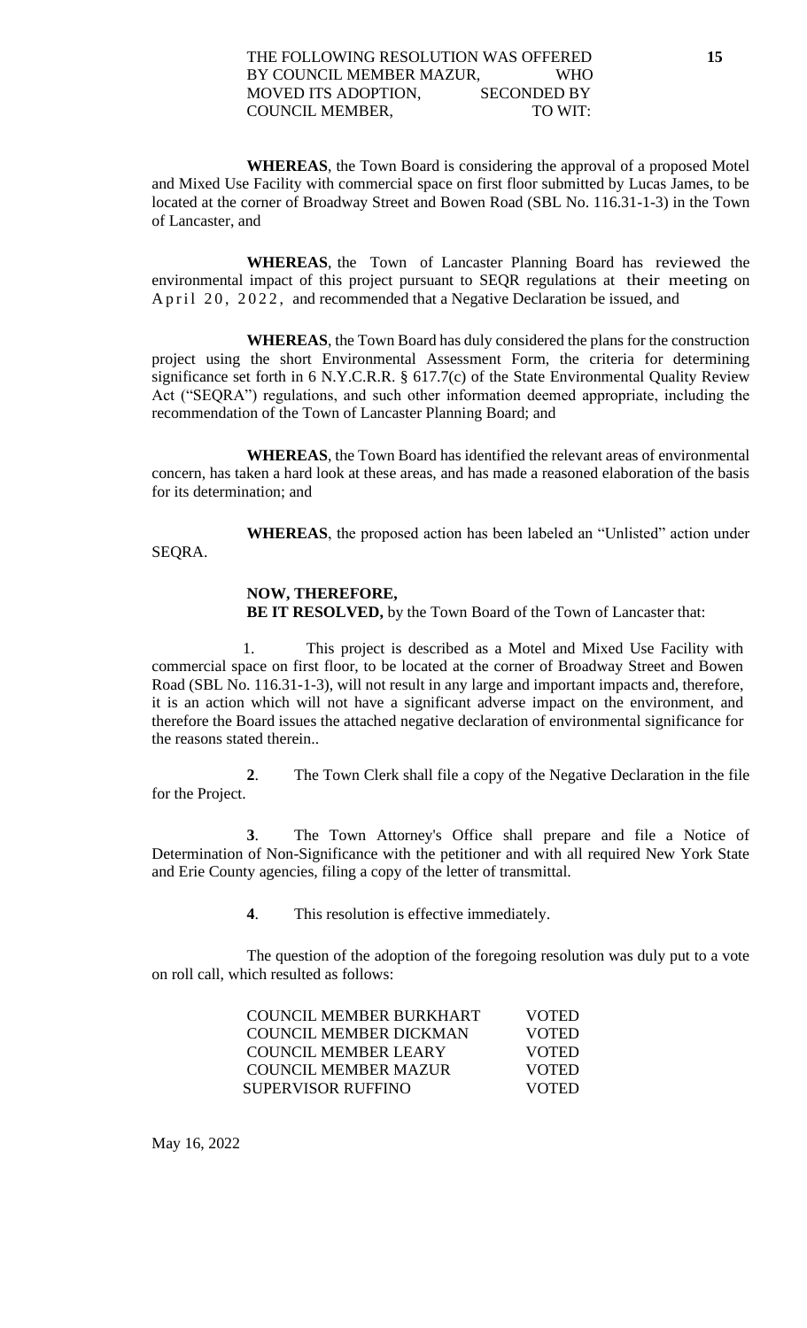THE FOLLOWING RESOLUTION WAS OFFERED BY COUNCIL MEMBER MAZUR, WHO MOVED ITS ADOPTION, SECONDED BY COUNCIL MEMBER, TO WIT:

**WHEREAS**, the Town Board is considering the approval of a proposed Motel and Mixed Use Facility with commercial space on first floor submitted by Lucas James, to be located at the corner of Broadway Street and Bowen Road (SBL No. 116.31-1-3) in the Town of Lancaster, and

**WHEREAS**, the Town of Lancaster Planning Board has reviewed the environmental impact of this project pursuant to SEQR regulations at their meeting on April 20, 2022, and recommended that a Negative Declaration be issued, and

**WHEREAS**, the Town Board has duly considered the plans for the construction project using the short Environmental Assessment Form, the criteria for determining significance set forth in 6 N.Y.C.R.R. § 617.7(c) of the State Environmental Quality Review Act ("SEQRA") regulations, and such other information deemed appropriate, including the recommendation of the Town of Lancaster Planning Board; and

**WHEREAS**, the Town Board has identified the relevant areas of environmental concern, has taken a hard look at these areas, and has made a reasoned elaboration of the basis for its determination; and

**WHEREAS**, the proposed action has been labeled an "Unlisted" action under SEQRA.

**NOW, THEREFORE,**
**BE IT RESOLVED,** by the Town Board of the Town of Lancaster that:

1. This project is described as a Motel and Mixed Use Facility with commercial space on first floor, to be located at the corner of Broadway Street and Bowen Road (SBL No. 116.31-1-3), will not result in any large and important impacts and, therefore, it is an action which will not have a significant adverse impact on the environment, and therefore the Board issues the attached negative declaration of environmental significance for the reasons stated therein..

**2**. The Town Clerk shall file a copy of the Negative Declaration in the file for the Project.

**3**. The Town Attorney's Office shall prepare and file a Notice of Determination of Non-Significance with the petitioner and with all required New York State and Erie County agencies, filing a copy of the letter of transmittal.

**4**. This resolution is effective immediately.

The question of the adoption of the foregoing resolution was duly put to a vote on roll call, which resulted as follows:

| | |
|---|---|
| COUNCIL MEMBER BURKHART | VOTED |
| COUNCIL MEMBER DICKMAN | VOTED |
| COUNCIL MEMBER LEARY | VOTED |
| COUNCIL MEMBER MAZUR | VOTED |
| SUPERVISOR RUFFINO | VOTED |

May 16, 2022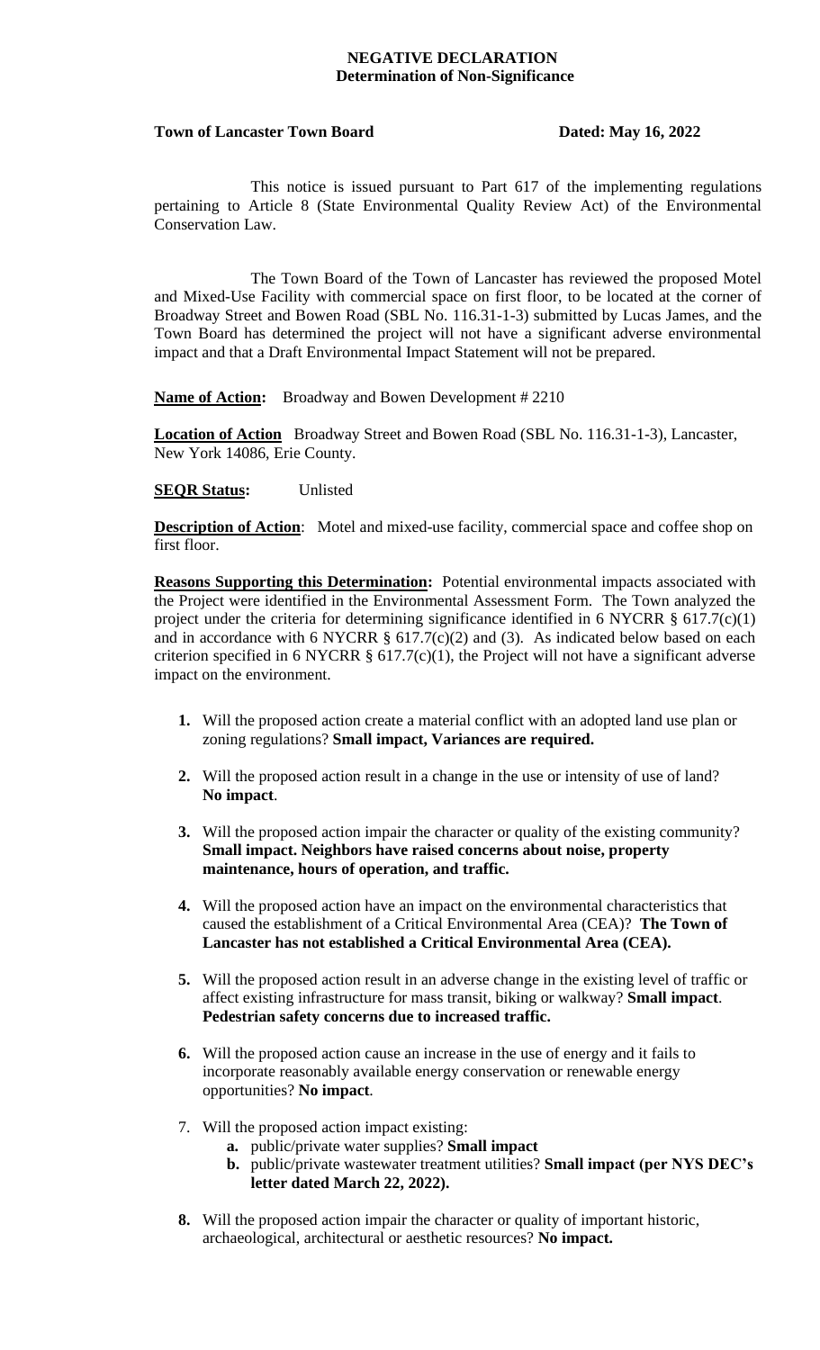# NEGATIVE DECLARATION
## Determination of Non-Significance

**Town of Lancaster Town Board** **Dated: May 16, 2022**

This notice is issued pursuant to Part 617 of the implementing regulations pertaining to Article 8 (State Environmental Quality Review Act) of the Environmental Conservation Law.

The Town Board of the Town of Lancaster has reviewed the proposed Motel and Mixed-Use Facility with commercial space on first floor, to be located at the corner of Broadway Street and Bowen Road (SBL No. 116.31-1-3) submitted by Lucas James, and the Town Board has determined the project will not have a significant adverse environmental impact and that a Draft Environmental Impact Statement will not be prepared.

**Name of Action:** Broadway and Bowen Development # 2210

**Location of Action** Broadway Street and Bowen Road (SBL No. 116.31-1-3), Lancaster, New York 14086, Erie County.

**SEQR Status:** Unlisted

**Description of Action**: Motel and mixed-use facility, commercial space and coffee shop on first floor.

**Reasons Supporting this Determination:** Potential environmental impacts associated with the Project were identified in the Environmental Assessment Form. The Town analyzed the project under the criteria for determining significance identified in 6 NYCRR § 617.7(c)(1) and in accordance with 6 NYCRR § 617.7(c)(2) and (3). As indicated below based on each criterion specified in 6 NYCRR § 617.7(c)(1), the Project will not have a significant adverse impact on the environment.

1. Will the proposed action create a material conflict with an adopted land use plan or zoning regulations? **Small impact, Variances are required.**
2. Will the proposed action result in a change in the use or intensity of use of land? **No impact**.
3. Will the proposed action impair the character or quality of the existing community? **Small impact. Neighbors have raised concerns about noise, property maintenance, hours of operation, and traffic.**
4. Will the proposed action have an impact on the environmental characteristics that caused the establishment of a Critical Environmental Area (CEA)? **The Town of Lancaster has not established a Critical Environmental Area (CEA).**
5. Will the proposed action result in an adverse change in the existing level of traffic or affect existing infrastructure for mass transit, biking or walkway? **Small impact**. **Pedestrian safety concerns due to increased traffic.**
6. Will the proposed action cause an increase in the use of energy and it fails to incorporate reasonably available energy conservation or renewable energy opportunities? **No impact**.
7. Will the proposed action impact existing:
   - **a.** public/private water supplies? **Small impact**
   - **b.** public/private wastewater treatment utilities? **Small impact (per NYS DEC's letter dated March 22, 2022).**
8. Will the proposed action impair the character or quality of important historic, archaeological, architectural or aesthetic resources? **No impact.**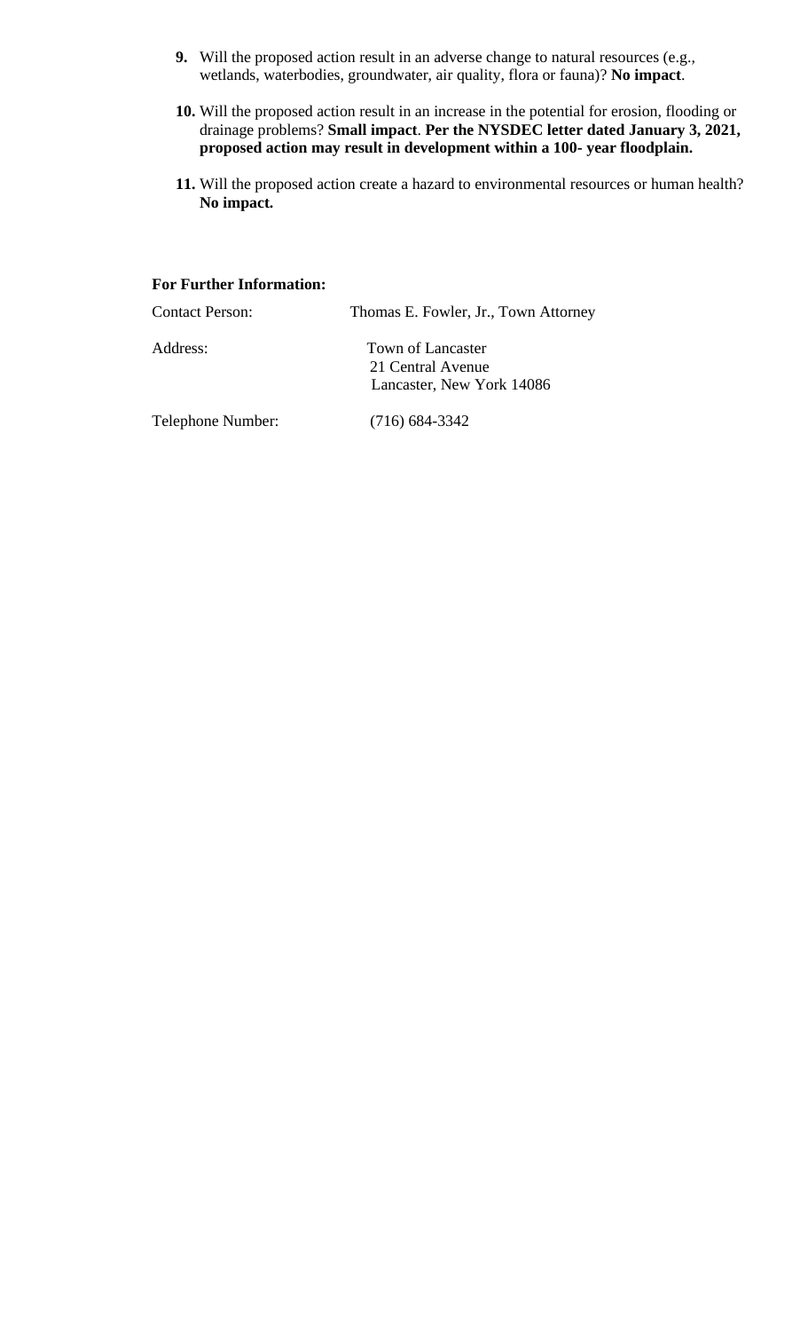9. Will the proposed action result in an adverse change to natural resources (e.g., wetlands, waterbodies, groundwater, air quality, flora or fauna)? **No impact**.

10. Will the proposed action result in an increase in the potential for erosion, flooding or drainage problems? **Small impact**. **Per the NYSDEC letter dated January 3, 2021, proposed action may result in development within a 100- year floodplain.**

11. Will the proposed action create a hazard to environmental resources or human health? **No impact.**

**For Further Information:**

Contact Person: Thomas E. Fowler, Jr., Town Attorney

Address: Town of Lancaster
21 Central Avenue
Lancaster, New York 14086

Telephone Number: (716) 684-3342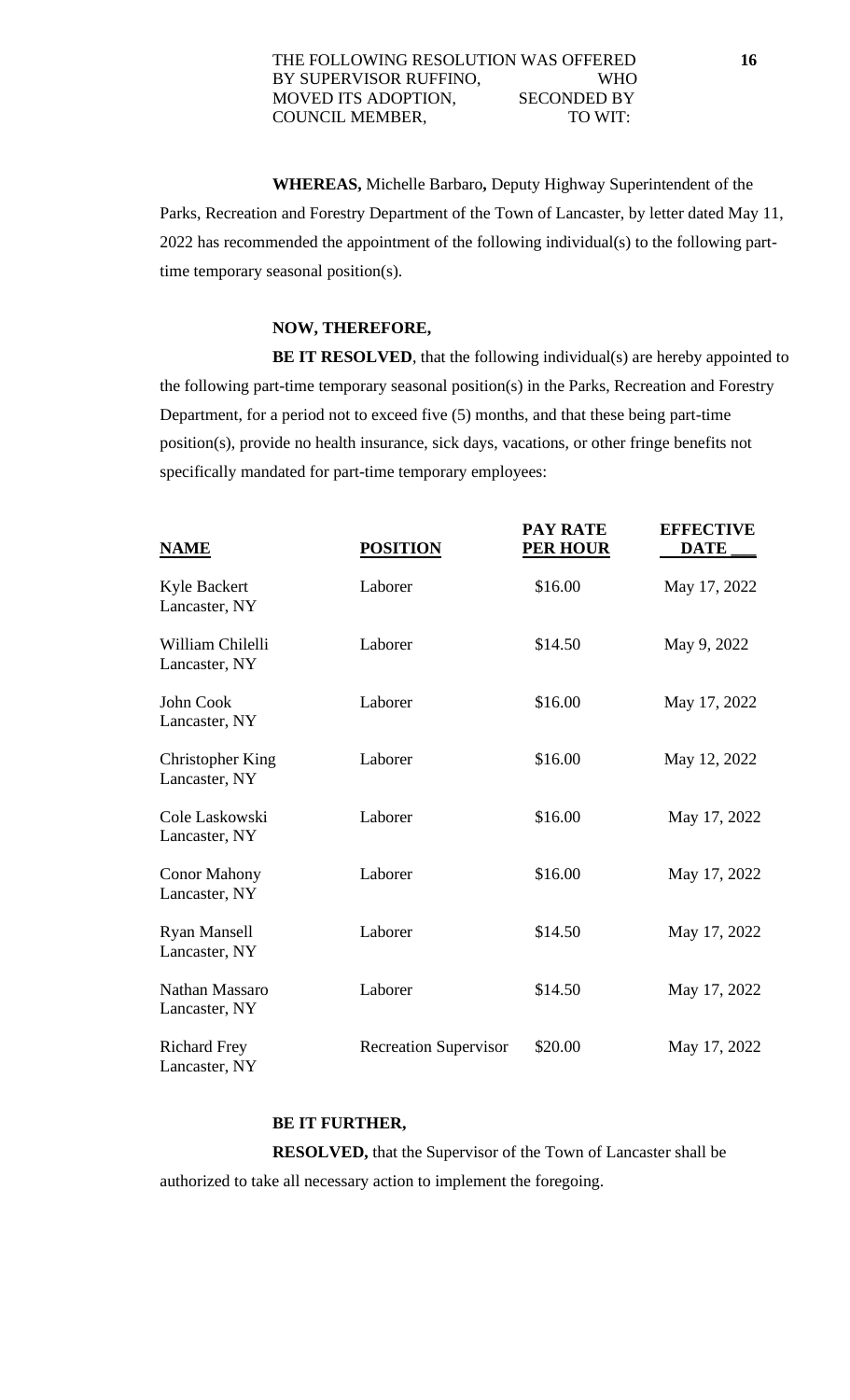THE FOLLOWING RESOLUTION WAS OFFERED BY SUPERVISOR RUFFINO, WHO MOVED ITS ADOPTION, SECONDED BY COUNCIL MEMBER, TO WIT:

**WHEREAS,** Michelle Barbaro**,** Deputy Highway Superintendent of the Parks, Recreation and Forestry Department of the Town of Lancaster, by letter dated May 11, 2022 has recommended the appointment of the following individual(s) to the following part-time temporary seasonal position(s).

**NOW, THEREFORE,**

**BE IT RESOLVED**, that the following individual(s) are hereby appointed to the following part-time temporary seasonal position(s) in the Parks, Recreation and Forestry Department, for a period not to exceed five (5) months, and that these being part-time position(s), provide no health insurance, sick days, vacations, or other fringe benefits not specifically mandated for part-time temporary employees:

| NAME | POSITION | PAY RATE PER HOUR | EFFECTIVE DATE |
|---|---|---|---|
| Kyle Backert<br>Lancaster, NY | Laborer | $16.00 | May 17, 2022 |
| William Chilelli<br>Lancaster, NY | Laborer | $14.50 | May 9, 2022 |
| John Cook<br>Lancaster, NY | Laborer | $16.00 | May 17, 2022 |
| Christopher King<br>Lancaster, NY | Laborer | $16.00 | May 12, 2022 |
| Cole Laskowski<br>Lancaster, NY | Laborer | $16.00 | May 17, 2022 |
| Conor Mahony<br>Lancaster, NY | Laborer | $16.00 | May 17, 2022 |
| Ryan Mansell<br>Lancaster, NY | Laborer | $14.50 | May 17, 2022 |
| Nathan Massaro<br>Lancaster, NY | Laborer | $14.50 | May 17, 2022 |
| Richard Frey<br>Lancaster, NY | Recreation Supervisor | $20.00 | May 17, 2022 |

**BE IT FURTHER,**

**RESOLVED,** that the Supervisor of the Town of Lancaster shall be authorized to take all necessary action to implement the foregoing.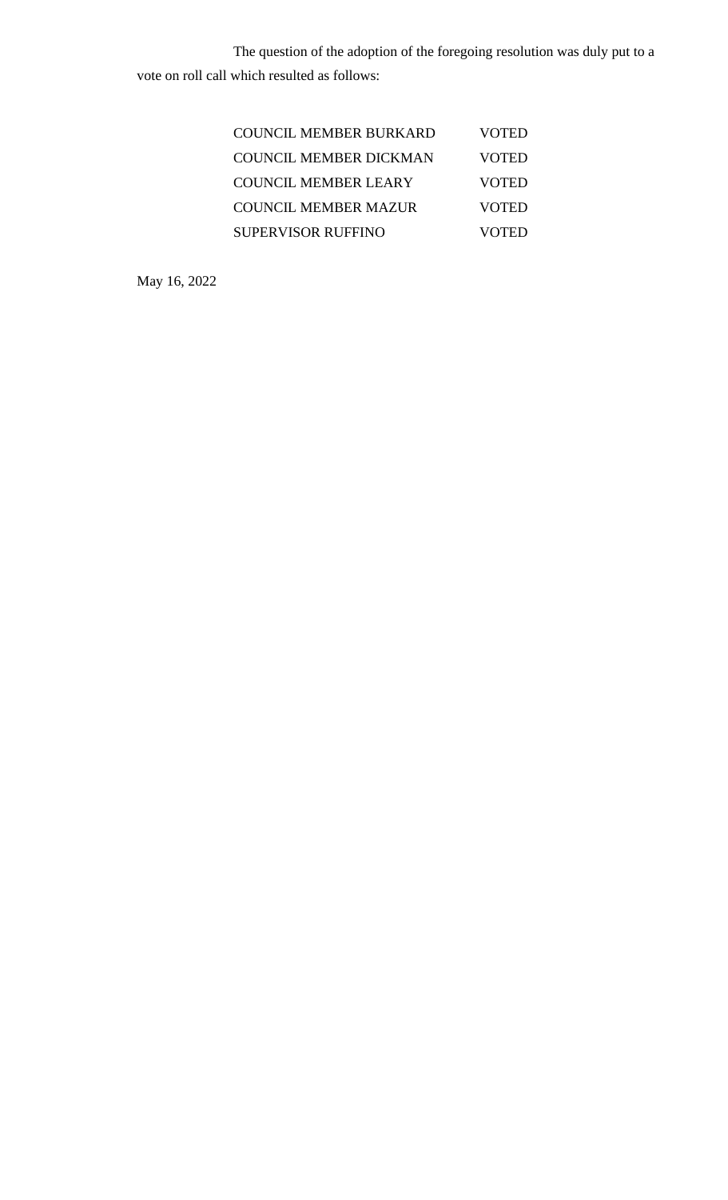The question of the adoption of the foregoing resolution was duly put to a vote on roll call which resulted as follows:

| | |
|---|---|
| COUNCIL MEMBER BURKARD | VOTED |
| COUNCIL MEMBER DICKMAN | VOTED |
| COUNCIL MEMBER LEARY | VOTED |
| COUNCIL MEMBER MAZUR | VOTED |
| SUPERVISOR RUFFINO | VOTED |

May 16, 2022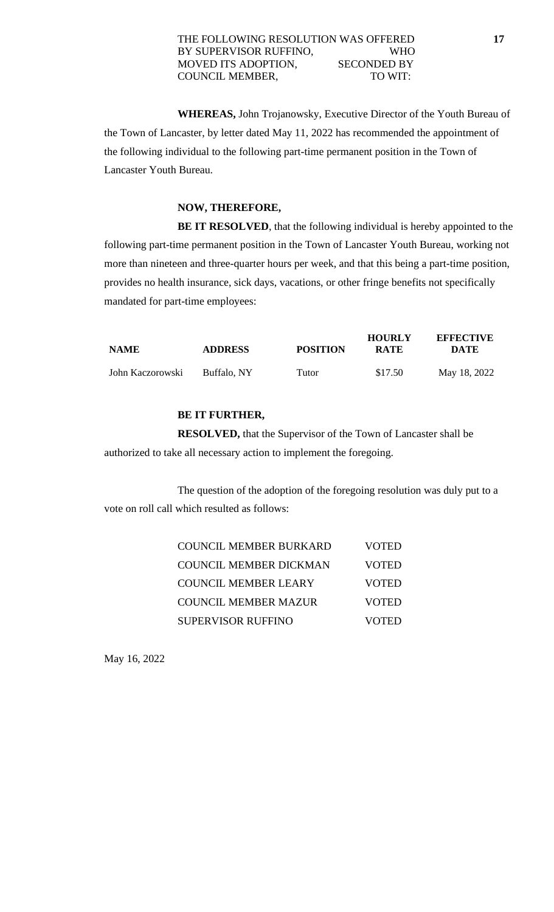THE FOLLOWING RESOLUTION WAS OFFERED BY SUPERVISOR RUFFINO, WHO MOVED ITS ADOPTION, SECONDED BY COUNCIL MEMBER, TO WIT:

**WHEREAS,** John Trojanowsky, Executive Director of the Youth Bureau of the Town of Lancaster, by letter dated May 11, 2022 has recommended the appointment of the following individual to the following part-time permanent position in the Town of Lancaster Youth Bureau.

**NOW, THEREFORE,**

**BE IT RESOLVED**, that the following individual is hereby appointed to the following part-time permanent position in the Town of Lancaster Youth Bureau, working not more than nineteen and three-quarter hours per week, and that this being a part-time position, provides no health insurance, sick days, vacations, or other fringe benefits not specifically mandated for part-time employees:

| NAME | ADDRESS | POSITION | HOURLY RATE | EFFECTIVE DATE |
|---|---|---|---|---|
| John Kaczorowski | Buffalo, NY | Tutor | $17.50 | May 18, 2022 |

**BE IT FURTHER,**

**RESOLVED,** that the Supervisor of the Town of Lancaster shall be authorized to take all necessary action to implement the foregoing.

The question of the adoption of the foregoing resolution was duly put to a vote on roll call which resulted as follows:

| | |
|---|---|
| COUNCIL MEMBER BURKARD | VOTED |
| COUNCIL MEMBER DICKMAN | VOTED |
| COUNCIL MEMBER LEARY | VOTED |
| COUNCIL MEMBER MAZUR | VOTED |
| SUPERVISOR RUFFINO | VOTED |

May 16, 2022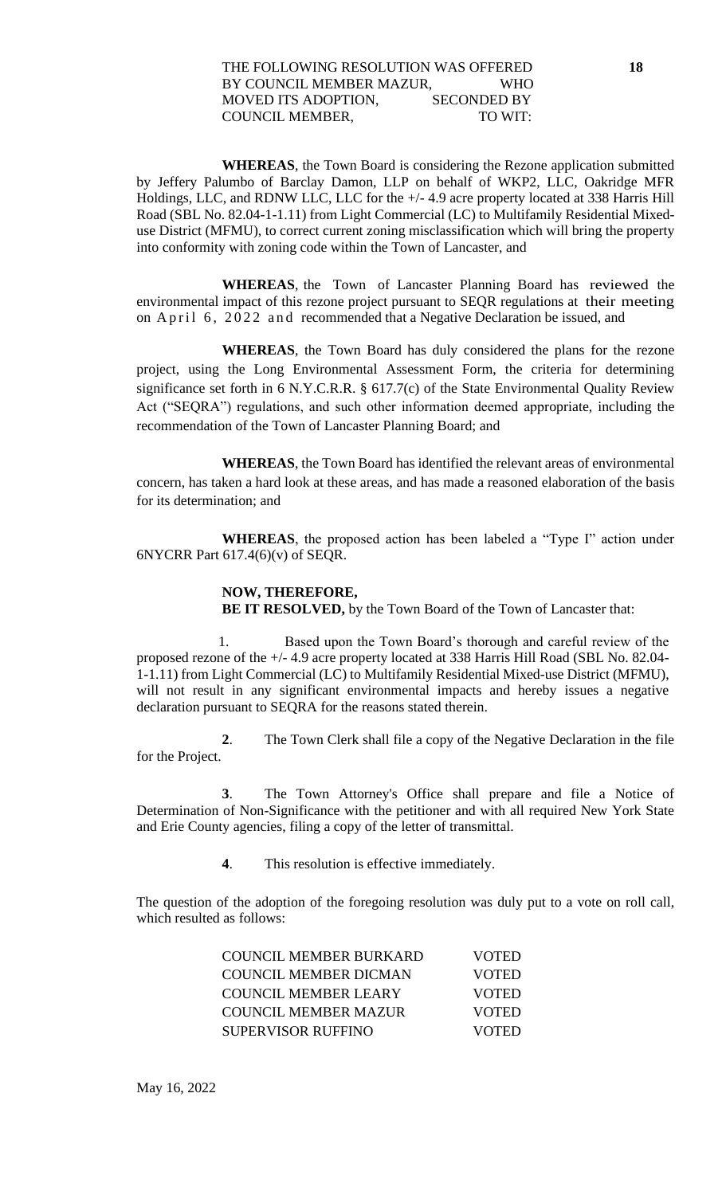THE FOLLOWING RESOLUTION WAS OFFERED BY COUNCIL MEMBER MAZUR, WHO MOVED ITS ADOPTION, SECONDED BY COUNCIL MEMBER, TO WIT:

**18**

**WHEREAS**, the Town Board is considering the Rezone application submitted by Jeffery Palumbo of Barclay Damon, LLP on behalf of WKP2, LLC, Oakridge MFR Holdings, LLC, and RDNW LLC, LLC for the +/- 4.9 acre property located at 338 Harris Hill Road (SBL No. 82.04-1-1.11) from Light Commercial (LC) to Multifamily Residential Mixed-use District (MFMU), to correct current zoning misclassification which will bring the property into conformity with zoning code within the Town of Lancaster, and

**WHEREAS**, the Town of Lancaster Planning Board has reviewed the environmental impact of this rezone project pursuant to SEQR regulations at their meeting on April 6, 2022 and recommended that a Negative Declaration be issued, and

**WHEREAS**, the Town Board has duly considered the plans for the rezone project, using the Long Environmental Assessment Form, the criteria for determining significance set forth in 6 N.Y.C.R.R. § 617.7(c) of the State Environmental Quality Review Act ("SEQRA") regulations, and such other information deemed appropriate, including the recommendation of the Town of Lancaster Planning Board; and

**WHEREAS**, the Town Board has identified the relevant areas of environmental concern, has taken a hard look at these areas, and has made a reasoned elaboration of the basis for its determination; and

**WHEREAS**, the proposed action has been labeled a "Type I" action under 6NYCRR Part 617.4(6)(v) of SEQR.

**NOW, THEREFORE,**
**BE IT RESOLVED,** by the Town Board of the Town of Lancaster that:

1. Based upon the Town Board's thorough and careful review of the proposed rezone of the +/- 4.9 acre property located at 338 Harris Hill Road (SBL No. 82.04-1-1.11) from Light Commercial (LC) to Multifamily Residential Mixed-use District (MFMU), will not result in any significant environmental impacts and hereby issues a negative declaration pursuant to SEQRA for the reasons stated therein.

**2**. The Town Clerk shall file a copy of the Negative Declaration in the file for the Project.

**3**. The Town Attorney's Office shall prepare and file a Notice of Determination of Non-Significance with the petitioner and with all required New York State and Erie County agencies, filing a copy of the letter of transmittal.

**4**. This resolution is effective immediately.

The question of the adoption of the foregoing resolution was duly put to a vote on roll call, which resulted as follows:

| | |
|---|---|
| COUNCIL MEMBER BURKARD | VOTED |
| COUNCIL MEMBER DICMAN | VOTED |
| COUNCIL MEMBER LEARY | VOTED |
| COUNCIL MEMBER MAZUR | VOTED |
| SUPERVISOR RUFFINO | VOTED |

May 16, 2022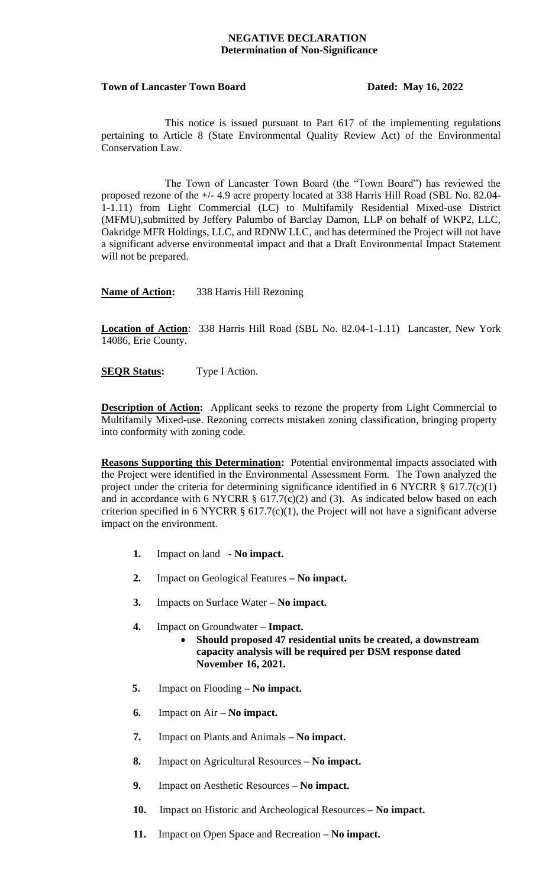**NEGATIVE DECLARATION**
**Determination of Non-Significance**

**Town of Lancaster Town Board** **Dated: May 16, 2022**

This notice is issued pursuant to Part 617 of the implementing regulations pertaining to Article 8 (State Environmental Quality Review Act) of the Environmental Conservation Law.

The Town of Lancaster Town Board (the "Town Board") has reviewed the proposed rezone of the +/- 4.9 acre property located at 338 Harris Hill Road (SBL No. 82.04-1-1.11) from Light Commercial (LC) to Multifamily Residential Mixed-use District (MFMU),submitted by Jeffery Palumbo of Barclay Damon, LLP on behalf of WKP2, LLC, Oakridge MFR Holdings, LLC, and RDNW LLC, and has determined the Project will not have a significant adverse environmental impact and that a Draft Environmental Impact Statement will not be prepared.

**Name of Action:** 338 Harris Hill Rezoning

**Location of Action**: 338 Harris Hill Road (SBL No. 82.04-1-1.11) Lancaster, New York 14086, Erie County.

**SEQR Status:** Type I Action.

**Description of Action:** Applicant seeks to rezone the property from Light Commercial to Multifamily Mixed-use. Rezoning corrects mistaken zoning classification, bringing property into conformity with zoning code.

**Reasons Supporting this Determination:** Potential environmental impacts associated with the Project were identified in the Environmental Assessment Form. The Town analyzed the project under the criteria for determining significance identified in 6 NYCRR § 617.7(c)(1) and in accordance with 6 NYCRR § 617.7(c)(2) and (3). As indicated below based on each criterion specified in 6 NYCRR § 617.7(c)(1), the Project will not have a significant adverse impact on the environment.

1. Impact on land - **No impact.**
2. Impact on Geological Features **– No impact.**
3. Impacts on Surface Water **– No impact.**
4. Impact on Groundwater **– Impact.**
   - **Should proposed 47 residential units be created, a downstream capacity analysis will be required per DSM response dated November 16, 2021.**
5. Impact on Flooding **– No impact.**
6. Impact on Air **– No impact.**
7. Impact on Plants and Animals **– No impact.**
8. Impact on Agricultural Resources **– No impact.**
9. Impact on Aesthetic Resources **– No impact.**
10. Impact on Historic and Archeological Resources **– No impact.**
11. Impact on Open Space and Recreation **– No impact.**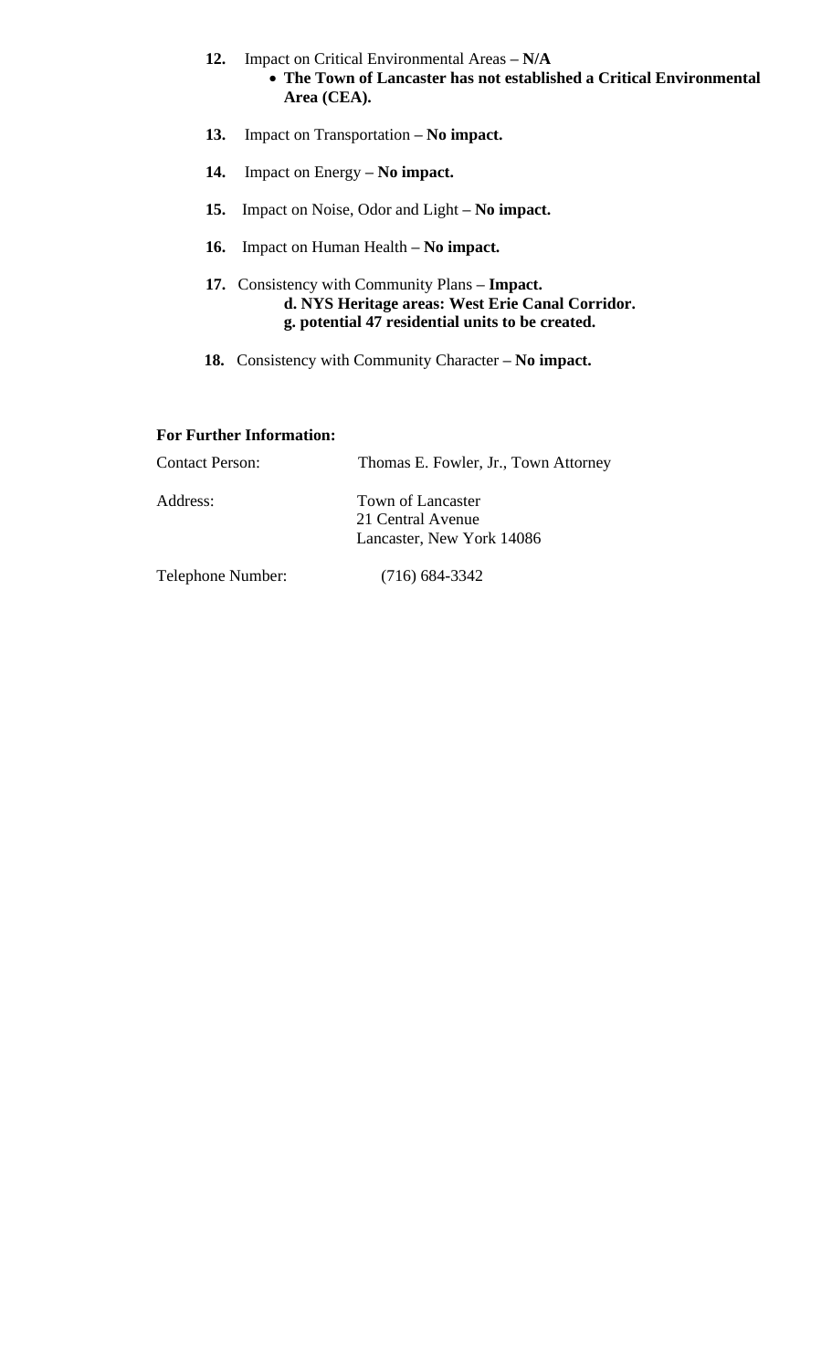**12.** Impact on Critical Environmental Areas **– N/A**

- **The Town of Lancaster has not established a Critical Environmental Area (CEA).**

**13.** Impact on Transportation **– No impact.**

**14.** Impact on Energy **– No impact.**

**15.** Impact on Noise, Odor and Light **– No impact.**

**16.** Impact on Human Health **– No impact.**

**17.** Consistency with Community Plans **– Impact.**
**d. NYS Heritage areas: West Erie Canal Corridor.**
**g. potential 47 residential units to be created.**

**18.** Consistency with Community Character **– No impact.**

**For Further Information:**

Contact Person: Thomas E. Fowler, Jr., Town Attorney

Address: Town of Lancaster
21 Central Avenue
Lancaster, New York 14086

Telephone Number: (716) 684-3342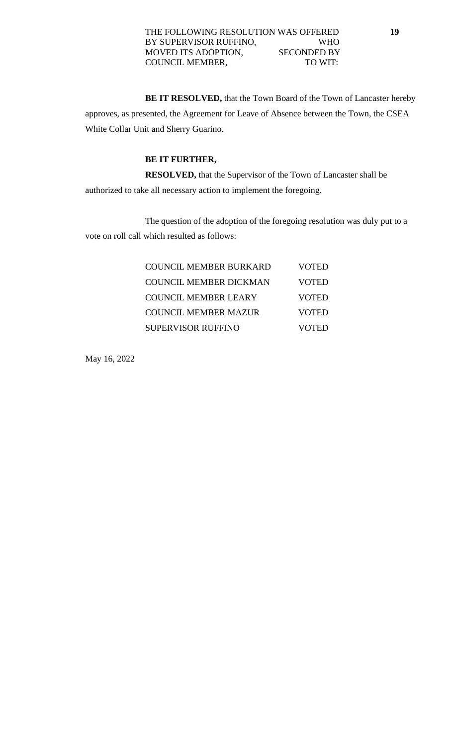THE FOLLOWING RESOLUTION WAS OFFERED BY SUPERVISOR RUFFINO, WHO MOVED ITS ADOPTION, SECONDED BY COUNCIL MEMBER, TO WIT:

**BE IT RESOLVED,** that the Town Board of the Town of Lancaster hereby approves, as presented, the Agreement for Leave of Absence between the Town, the CSEA White Collar Unit and Sherry Guarino.

**BE IT FURTHER,**

**RESOLVED,** that the Supervisor of the Town of Lancaster shall be authorized to take all necessary action to implement the foregoing.

The question of the adoption of the foregoing resolution was duly put to a vote on roll call which resulted as follows:

| | |
|---|---|
| COUNCIL MEMBER BURKARD | VOTED |
| COUNCIL MEMBER DICKMAN | VOTED |
| COUNCIL MEMBER LEARY | VOTED |
| COUNCIL MEMBER MAZUR | VOTED |
| SUPERVISOR RUFFINO | VOTED |

May 16, 2022